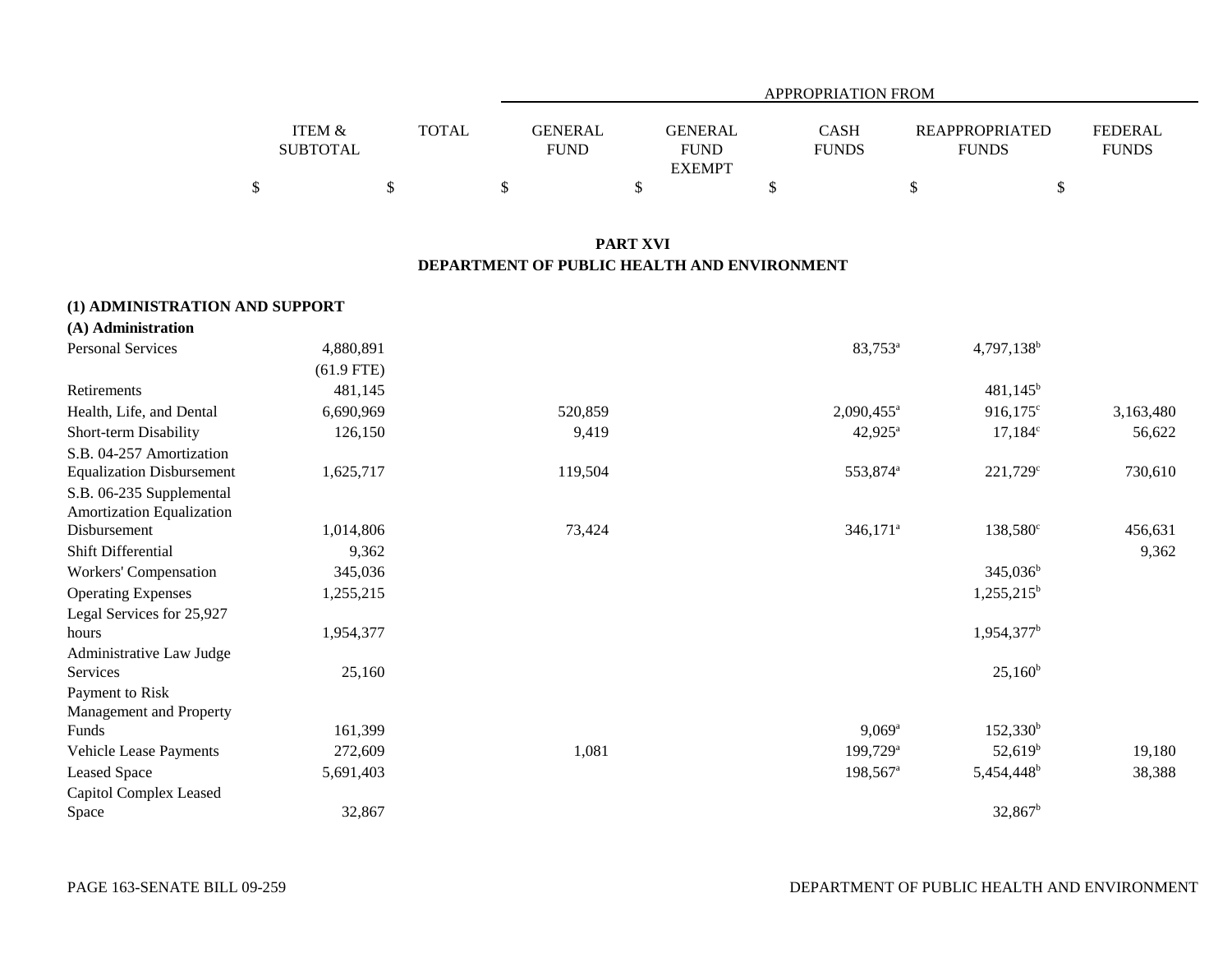| | ITEM & SUBTOTAL | TOTAL | GENERAL FUND | GENERAL FUND EXEMPT | CASH FUNDS | REAPPROPRIATED FUNDS | FEDERAL FUNDS |
|---|---|---|---|---|---|---|---|
| | | | APPROPRIATION FROM | | | | |
| | $ | $ | $ | $ | $ | $ | $ |

## PART XVI
## DEPARTMENT OF PUBLIC HEALTH AND ENVIRONMENT

**(1) ADMINISTRATION AND SUPPORT**

**(A) Administration**

| | ITEM & SUBTOTAL | TOTAL | GENERAL FUND | GENERAL FUND EXEMPT | CASH FUNDS | REAPPROPRIATED FUNDS | FEDERAL FUNDS |
|---|---|---|---|---|---|---|---|
| Personal Services | 4,880,891 | | | | 83,753[a] | 4,797,138[b] | |
| | (61.9 FTE) | | | | | | |
| Retirements | 481,145 | | | | | 481,145[b] | |
| Health, Life, and Dental | 6,690,969 | | 520,859 | | 2,090,455[a] | 916,175[c] | 3,163,480 |
| Short-term Disability | 126,150 | | 9,419 | | 42,925[a] | 17,184[c] | 56,622 |
| S.B. 04-257 Amortization Equalization Disbursement | 1,625,717 | | 119,504 | | 553,874[a] | 221,729[c] | 730,610 |
| S.B. 06-235 Supplemental Amortization Equalization Disbursement | 1,014,806 | | 73,424 | | 346,171[a] | 138,580[c] | 456,631 |
| Shift Differential | 9,362 | | | | | | 9,362 |
| Workers' Compensation | 345,036 | | | | | 345,036[b] | |
| Operating Expenses | 1,255,215 | | | | | 1,255,215[b] | |
| Legal Services for 25,927 hours | 1,954,377 | | | | | 1,954,377[b] | |
| Administrative Law Judge Services | 25,160 | | | | | 25,160[b] | |
| Payment to Risk Management and Property Funds | 161,399 | | | | 9,069[a] | 152,330[b] | |
| Vehicle Lease Payments | 272,609 | | 1,081 | | 199,729[a] | 52,619[b] | 19,180 |
| Leased Space | 5,691,403 | | | | 198,567[a] | 5,454,448[b] | 38,388 |
| Capitol Complex Leased Space | 32,867 | | | | | 32,867[b] | |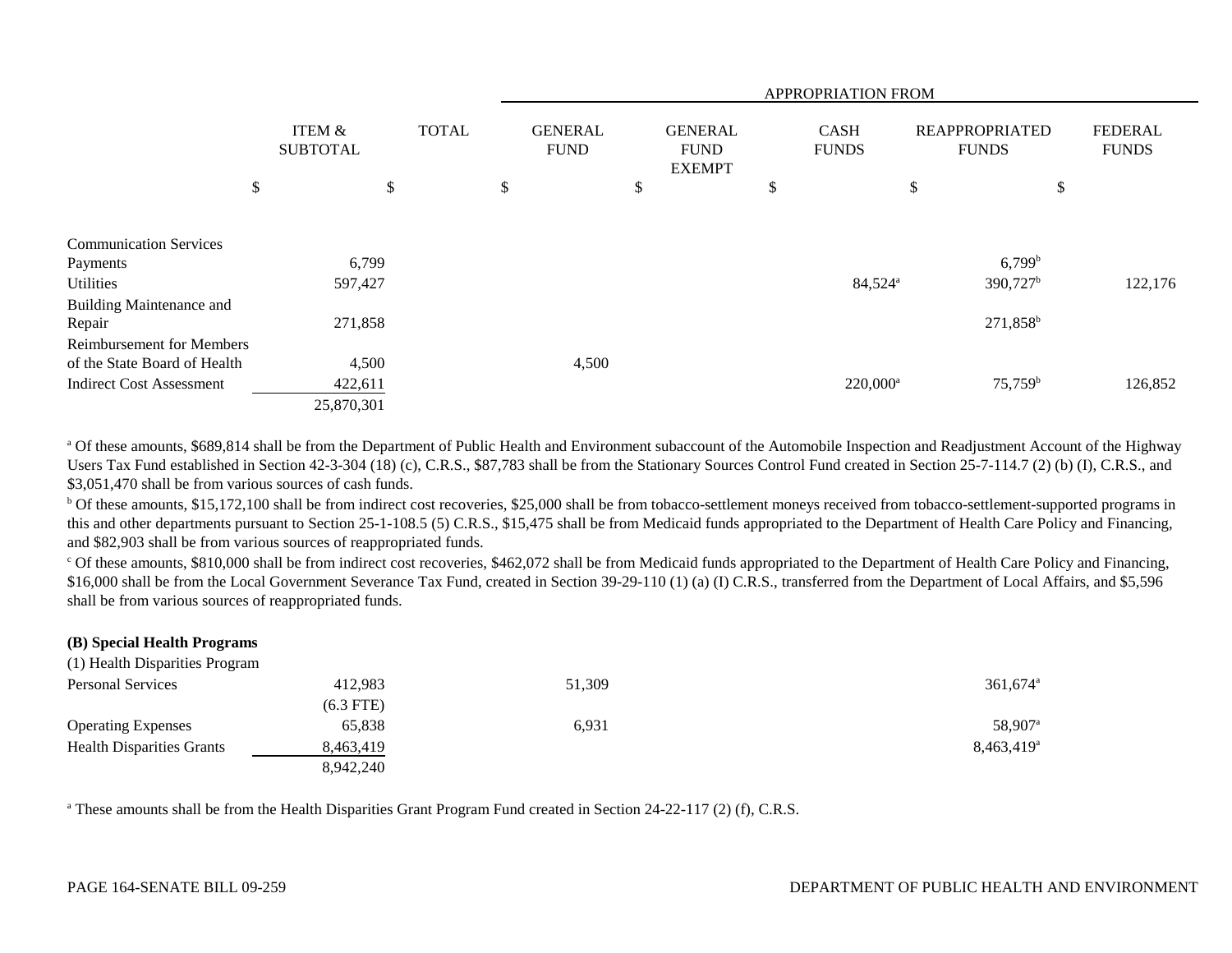| | ITEM & SUBTOTAL | TOTAL | APPROPRIATION FROM GENERAL FUND | GENERAL FUND EXEMPT | CASH FUNDS | REAPPROPRIATED FUNDS | FEDERAL FUNDS |
|---|---|---|---|---|---|---|---|
| | $ | $ | $ | $ | $ | $ | $ |
| Communication Services Payments | 6,799 | | | | | 6,799[b] | |
| Utilities | 597,427 | | | | 84,524[a] | 390,727[b] | 122,176 |
| Building Maintenance and Repair | 271,858 | | | | | 271,858[b] | |
| Reimbursement for Members of the State Board of Health | 4,500 | | 4,500 | | | | |
| Indirect Cost Assessment | 422,611 | | | | 220,000[a] | 75,759[b] | 126,852 |
| | 25,870,301 | | | | | | |

[a] Of these amounts, $689,814 shall be from the Department of Public Health and Environment subaccount of the Automobile Inspection and Readjustment Account of the Highway Users Tax Fund established in Section 42-3-304 (18) (c), C.R.S., $87,783 shall be from the Stationary Sources Control Fund created in Section 25-7-114.7 (2) (b) (I), C.R.S., and $3,051,470 shall be from various sources of cash funds.

[b] Of these amounts, $15,172,100 shall be from indirect cost recoveries, $25,000 shall be from tobacco-settlement moneys received from tobacco-settlement-supported programs in this and other departments pursuant to Section 25-1-108.5 (5) C.R.S., $15,475 shall be from Medicaid funds appropriated to the Department of Health Care Policy and Financing, and $82,903 shall be from various sources of reappropriated funds.

[c] Of these amounts, $810,000 shall be from indirect cost recoveries, $462,072 shall be from Medicaid funds appropriated to the Department of Health Care Policy and Financing, $16,000 shall be from the Local Government Severance Tax Fund, created in Section 39-29-110 (1) (a) (I) C.R.S., transferred from the Department of Local Affairs, and $5,596 shall be from various sources of reappropriated funds.

**(B) Special Health Programs**

(1) Health Disparities Program

| | ITEM & SUBTOTAL | TOTAL | GENERAL FUND | GENERAL FUND EXEMPT | CASH FUNDS | REAPPROPRIATED FUNDS | FEDERAL FUNDS |
|---|---|---|---|---|---|---|---|
| Personal Services | 412,983 | | 51,309 | | 361,674[a] | | |
| | (6.3 FTE) | | | | | | |
| Operating Expenses | 65,838 | | 6,931 | | 58,907[a] | | |
| Health Disparities Grants | 8,463,419 | | | | 8,463,419[a] | | |
| | 8,942,240 | | | | | | |

[a] These amounts shall be from the Health Disparities Grant Program Fund created in Section 24-22-117 (2) (f), C.R.S.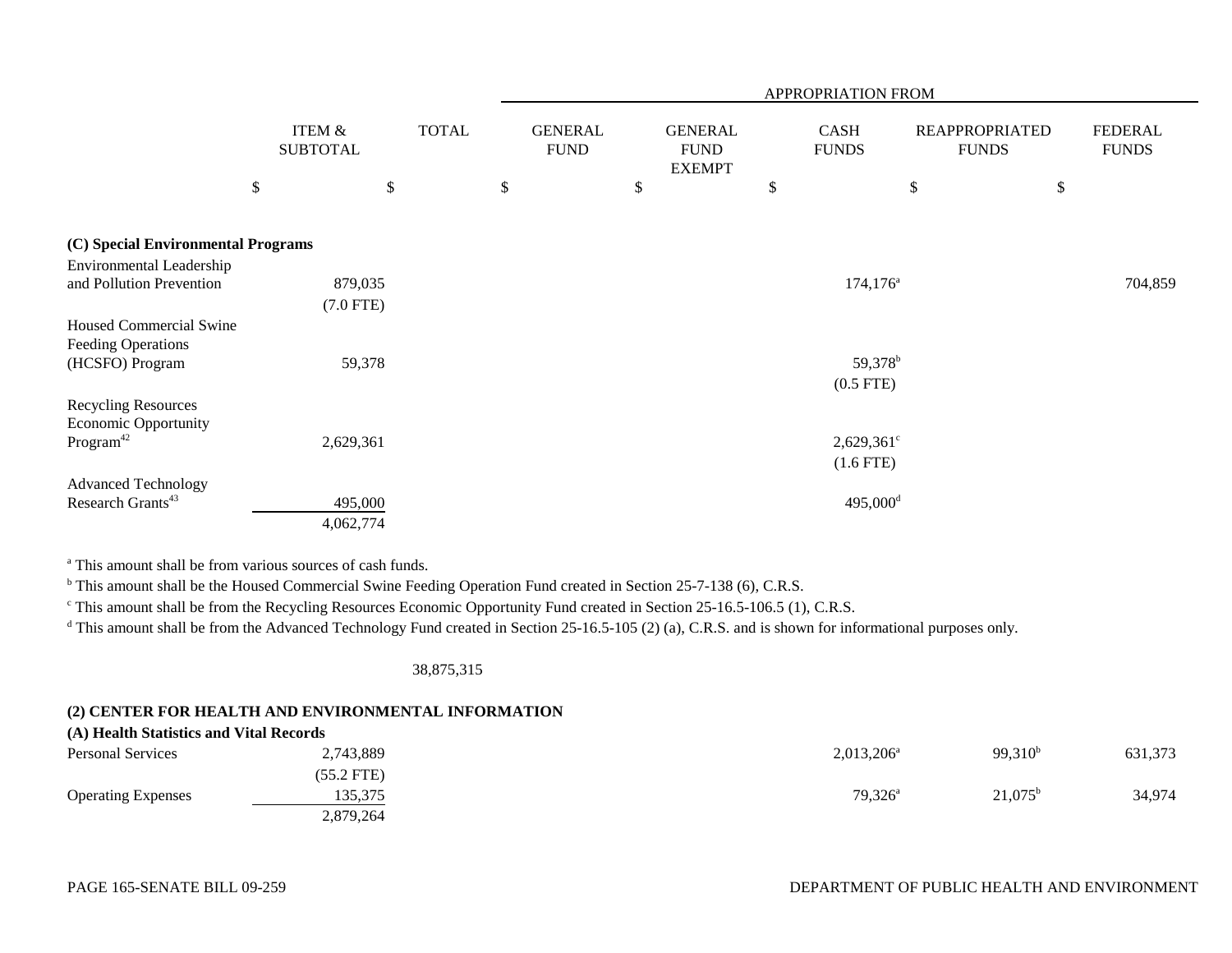| | ITEM & SUBTOTAL | TOTAL | APPROPRIATION FROM GENERAL FUND | GENERAL FUND EXEMPT | CASH FUNDS | REAPPROPRIATED FUNDS | FEDERAL FUNDS |
|---|---|---|---|---|---|---|---|
| | $ | $ | $ | $ | $ | $ | $ |
| **(C) Special Environmental Programs** | | | | | | | |
| Environmental Leadership and Pollution Prevention | 879,035 | | | | 174,176[a] | | 704,859 |
| | (7.0 FTE) | | | | | | |
| Housed Commercial Swine Feeding Operations (HCSFO) Program | 59,378 | | | | 59,378[b] | | |
| | | | | | (0.5 FTE) | | |
| Recycling Resources Economic Opportunity Program[42] | 2,629,361 | | | | 2,629,361[c] | | |
| | | | | | (1.6 FTE) | | |
| Advanced Technology Research Grants[43] | 495,000 | | | | 495,000[d] | | |
| | 4,062,774 | | | | | | |

[a] This amount shall be from various sources of cash funds.

[b] This amount shall be the Housed Commercial Swine Feeding Operation Fund created in Section 25-7-138 (6), C.R.S.

[c] This amount shall be from the Recycling Resources Economic Opportunity Fund created in Section 25-16.5-106.5 (1), C.R.S.

[d] This amount shall be from the Advanced Technology Fund created in Section 25-16.5-105 (2) (a), C.R.S. and is shown for informational purposes only.

| | ITEM & SUBTOTAL | TOTAL | GENERAL FUND | GENERAL FUND EXEMPT | CASH FUNDS | REAPPROPRIATED FUNDS | FEDERAL FUNDS |
|---|---|---|---|---|---|---|---|
| | | 38,875,315 | | | | | |
| **(2) CENTER FOR HEALTH AND ENVIRONMENTAL INFORMATION** | | | | | | | |
| **(A) Health Statistics and Vital Records** | | | | | | | |
| Personal Services | 2,743,889 | | | | 2,013,206[a] | 99,310[b] | 631,373 |
| | (55.2 FTE) | | | | | | |
| Operating Expenses | 135,375 | | | | 79,326[a] | 21,075[b] | 34,974 |
| | 2,879,264 | | | | | | |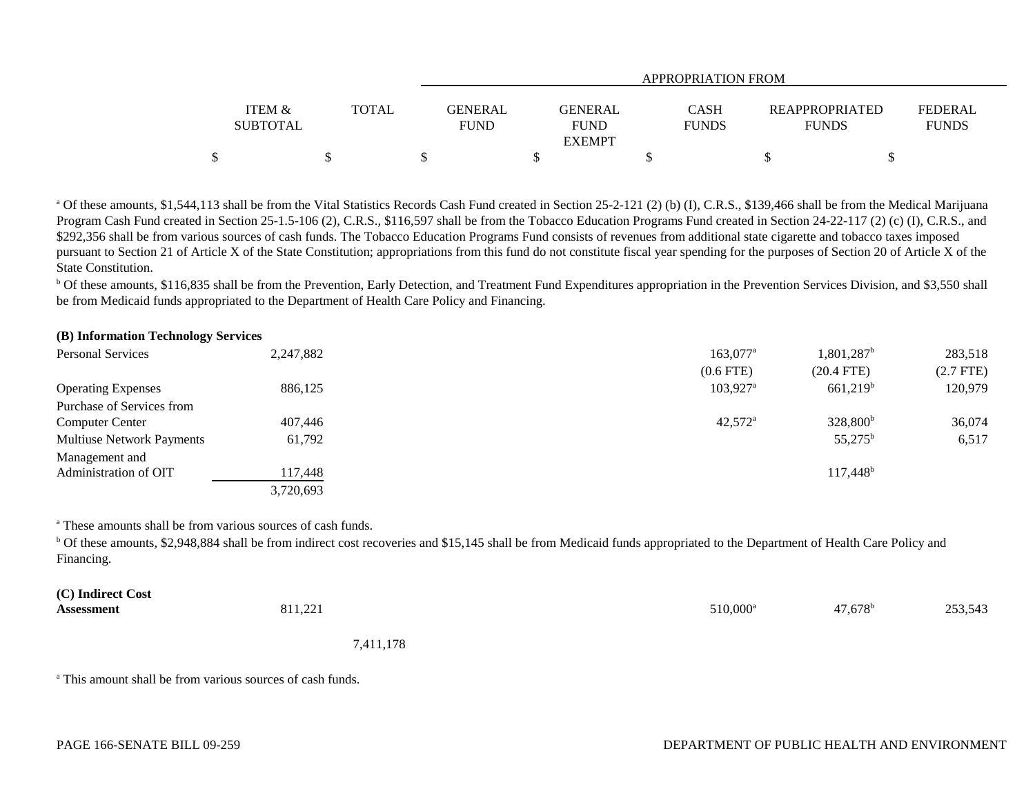| | ITEM & SUBTOTAL | TOTAL | APPROPRIATION FROM GENERAL FUND | GENERAL FUND EXEMPT | CASH FUNDS | REAPPROPRIATED FUNDS | FEDERAL FUNDS |
|---|---|---|---|---|---|---|---|
| | $ | $ | $ | $ | $ | $ | $ |

[a] Of these amounts, $1,544,113 shall be from the Vital Statistics Records Cash Fund created in Section 25-2-121 (2) (b) (I), C.R.S., $139,466 shall be from the Medical Marijuana Program Cash Fund created in Section 25-1.5-106 (2), C.R.S., $116,597 shall be from the Tobacco Education Programs Fund created in Section 24-22-117 (2) (c) (I), C.R.S., and $292,356 shall be from various sources of cash funds. The Tobacco Education Programs Fund consists of revenues from additional state cigarette and tobacco taxes imposed pursuant to Section 21 of Article X of the State Constitution; appropriations from this fund do not constitute fiscal year spending for the purposes of Section 20 of Article X of the State Constitution.

[b] Of these amounts, $116,835 shall be from the Prevention, Early Detection, and Treatment Fund Expenditures appropriation in the Prevention Services Division, and $3,550 shall be from Medicaid funds appropriated to the Department of Health Care Policy and Financing.

| | ITEM & SUBTOTAL | TOTAL | GENERAL FUND | GENERAL FUND EXEMPT | CASH FUNDS | REAPPROPRIATED FUNDS | FEDERAL FUNDS |
|---|---|---|---|---|---|---|---|
| **(B) Information Technology Services** | | | | | | | |
| Personal Services | 2,247,882 | | | | 163,077[a] | 1,801,287[b] | 283,518 |
| | | | | | (0.6 FTE) | (20.4 FTE) | (2.7 FTE) |
| Operating Expenses | 886,125 | | | | 103,927[a] | 661,219[b] | 120,979 |
| Purchase of Services from Computer Center | 407,446 | | | | 42,572[a] | 328,800[b] | 36,074 |
| Multiuse Network Payments | 61,792 | | | | | 55,275[b] | 6,517 |
| Management and Administration of OIT | 117,448 | | | | | 117,448[b] | |
| | 3,720,693 | | | | | | |

[a] These amounts shall be from various sources of cash funds.

[b] Of these amounts, $2,948,884 shall be from indirect cost recoveries and $15,145 shall be from Medicaid funds appropriated to the Department of Health Care Policy and Financing.

| | ITEM & SUBTOTAL | TOTAL | GENERAL FUND | GENERAL FUND EXEMPT | CASH FUNDS | REAPPROPRIATED FUNDS | FEDERAL FUNDS |
|---|---|---|---|---|---|---|---|
| **(C) Indirect Cost Assessment** | 811,221 | | | | 510,000[a] | 47,678[b] | 253,543 |
| | | 7,411,178 | | | | | |

[a] This amount shall be from various sources of cash funds.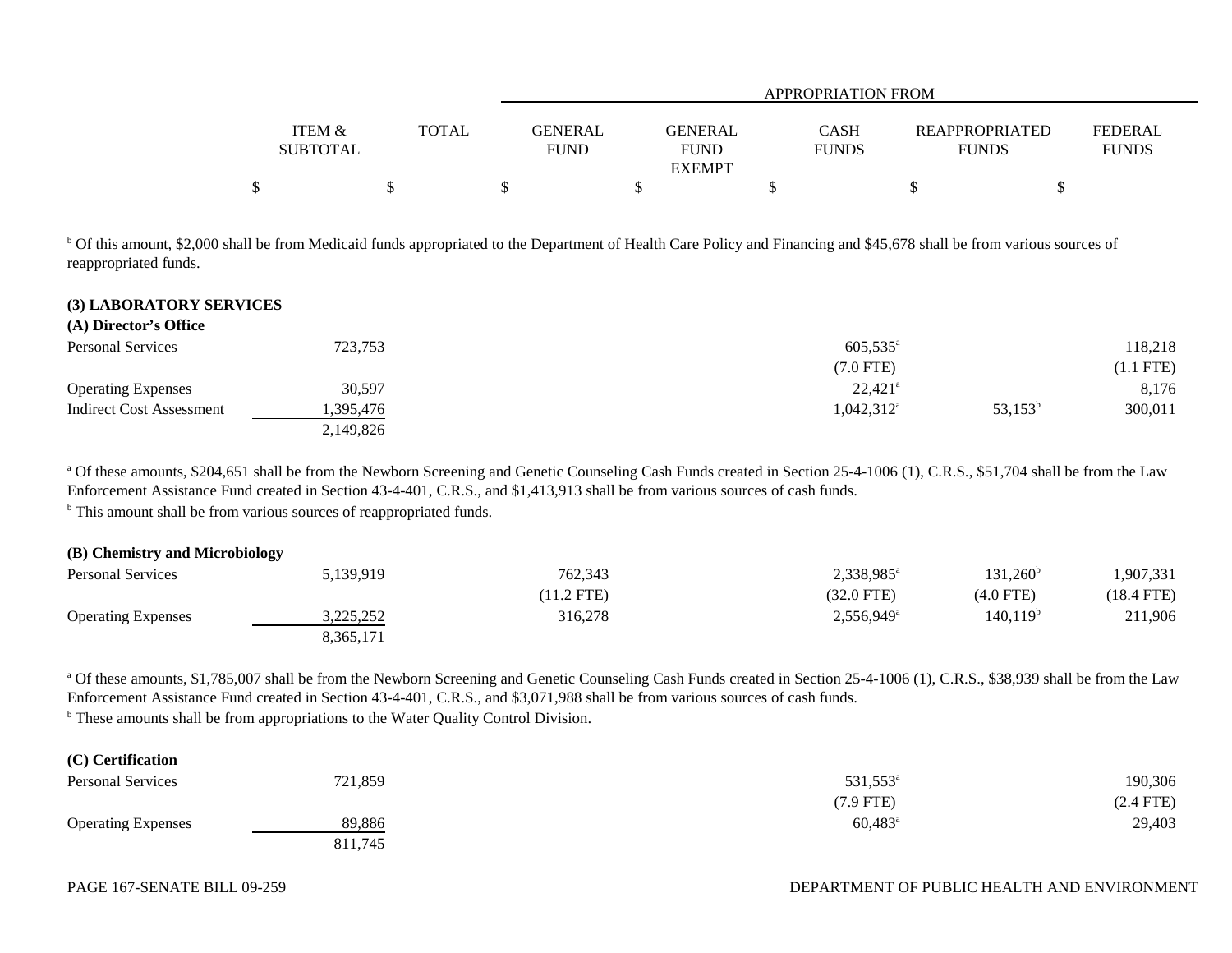| | ITEM & SUBTOTAL | TOTAL | APPROPRIATION FROM GENERAL FUND | GENERAL FUND EXEMPT | CASH FUNDS | REAPPROPRIATED FUNDS | FEDERAL FUNDS |
|---|---|---|---|---|---|---|---|
| | $ | $ | $ | $ | $ | $ | $ |

[b] Of this amount, $2,000 shall be from Medicaid funds appropriated to the Department of Health Care Policy and Financing and $45,678 shall be from various sources of reappropriated funds.

**(3) LABORATORY SERVICES**

**(A) Director's Office**

| | ITEM & SUBTOTAL | TOTAL | GENERAL FUND | GENERAL FUND EXEMPT | CASH FUNDS | REAPPROPRIATED FUNDS | FEDERAL FUNDS |
|---|---|---|---|---|---|---|---|
| Personal Services | 723,753 | | | | 605,535[a] | | 118,218 |
| | | | | | (7.0 FTE) | | (1.1 FTE) |
| Operating Expenses | 30,597 | | | | 22,421[a] | | 8,176 |
| Indirect Cost Assessment | 1,395,476 | | | | 1,042,312[a] | 53,153[b] | 300,011 |
| | 2,149,826 | | | | | | |

[a] Of these amounts, $204,651 shall be from the Newborn Screening and Genetic Counseling Cash Funds created in Section 25-4-1006 (1), C.R.S., $51,704 shall be from the Law Enforcement Assistance Fund created in Section 43-4-401, C.R.S., and $1,413,913 shall be from various sources of cash funds.

[b] This amount shall be from various sources of reappropriated funds.

**(B) Chemistry and Microbiology**

| | ITEM & SUBTOTAL | TOTAL | GENERAL FUND | GENERAL FUND EXEMPT | CASH FUNDS | REAPPROPRIATED FUNDS | FEDERAL FUNDS |
|---|---|---|---|---|---|---|---|
| Personal Services | 5,139,919 | | 762,343 | | 2,338,985[a] | 131,260[b] | 1,907,331 |
| | | | (11.2 FTE) | | (32.0 FTE) | (4.0 FTE) | (18.4 FTE) |
| Operating Expenses | 3,225,252 | | 316,278 | | 2,556,949[a] | 140,119[b] | 211,906 |
| | 8,365,171 | | | | | | |

[a] Of these amounts, $1,785,007 shall be from the Newborn Screening and Genetic Counseling Cash Funds created in Section 25-4-1006 (1), C.R.S., $38,939 shall be from the Law Enforcement Assistance Fund created in Section 43-4-401, C.R.S., and $3,071,988 shall be from various sources of cash funds.

[b] These amounts shall be from appropriations to the Water Quality Control Division.

**(C) Certification**

| | ITEM & SUBTOTAL | TOTAL | GENERAL FUND | GENERAL FUND EXEMPT | CASH FUNDS | REAPPROPRIATED FUNDS | FEDERAL FUNDS |
|---|---|---|---|---|---|---|---|
| Personal Services | 721,859 | | | | 531,553[a] | | 190,306 |
| | | | | | (7.9 FTE) | | (2.4 FTE) |
| Operating Expenses | 89,886 | | | | 60,483[a] | | 29,403 |
| | 811,745 | | | | | | |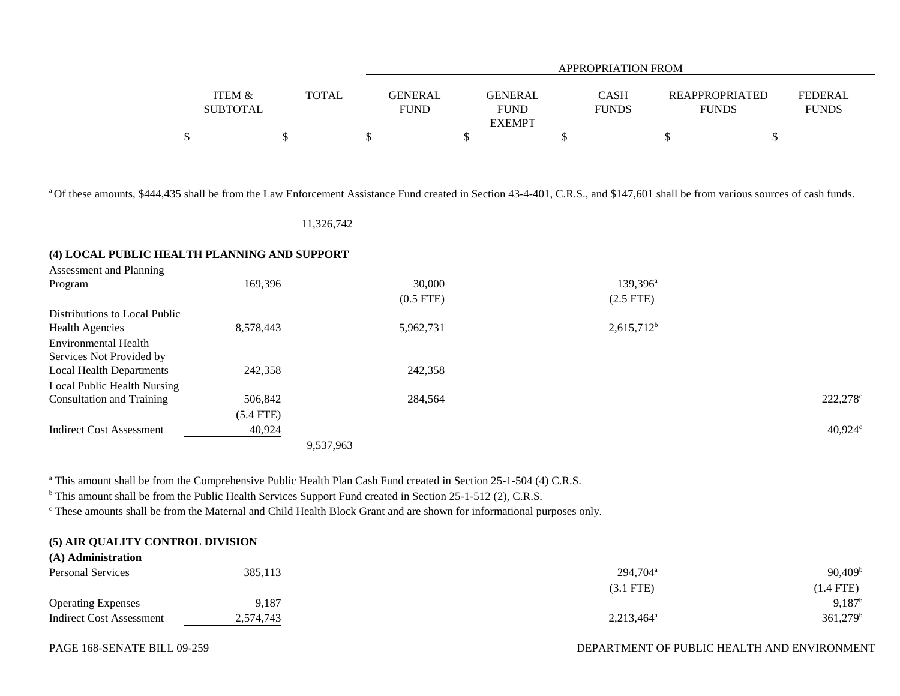| | ITEM & SUBTOTAL | TOTAL | APPROPRIATION FROM GENERAL FUND | GENERAL FUND EXEMPT | CASH FUNDS | REAPPROPRIATED FUNDS | FEDERAL FUNDS |
|---|---|---|---|---|---|---|---|
| | $ | $ | $ | $ | $ | $ | $ |

[a] Of these amounts, $444,435 shall be from the Law Enforcement Assistance Fund created in Section 43-4-401, C.R.S., and $147,601 shall be from various sources of cash funds.

| | ITEM & SUBTOTAL | TOTAL | GENERAL FUND | GENERAL FUND EXEMPT | CASH FUNDS | REAPPROPRIATED FUNDS | FEDERAL FUNDS |
|---|---|---|---|---|---|---|---|
| | | 11,326,742 | | | | | |
| **(4) LOCAL PUBLIC HEALTH PLANNING AND SUPPORT** | | | | | | | |
| Assessment and Planning Program | 169,396 | | 30,000 (0.5 FTE) | | 139,396[a] (2.5 FTE) | | |
| Distributions to Local Public Health Agencies | 8,578,443 | | 5,962,731 | | 2,615,712[b] | | |
| Environmental Health Services Not Provided by Local Health Departments | 242,358 | | 242,358 | | | | |
| Local Public Health Nursing Consultation and Training | 506,842 (5.4 FTE) | | 284,564 | | | | 222,278[c] |
| Indirect Cost Assessment | 40,924 | | | | | | 40,924[c] |
| | | 9,537,963 | | | | | |

[a] This amount shall be from the Comprehensive Public Health Plan Cash Fund created in Section 25-1-504 (4) C.R.S.
[b] This amount shall be from the Public Health Services Support Fund created in Section 25-1-512 (2), C.R.S.
[c] These amounts shall be from the Maternal and Child Health Block Grant and are shown for informational purposes only.

| | ITEM & SUBTOTAL | TOTAL | GENERAL FUND | GENERAL FUND EXEMPT | CASH FUNDS | REAPPROPRIATED FUNDS | FEDERAL FUNDS |
|---|---|---|---|---|---|---|---|
| **(5) AIR QUALITY CONTROL DIVISION** | | | | | | | |
| **(A) Administration** | | | | | | | |
| Personal Services | 385,113 | | | | 294,704[a] (3.1 FTE) | | 90,409[b] (1.4 FTE) |
| Operating Expenses | 9,187 | | | | | | 9,187[b] |
| Indirect Cost Assessment | 2,574,743 | | | | 2,213,464[a] | | 361,279[b] |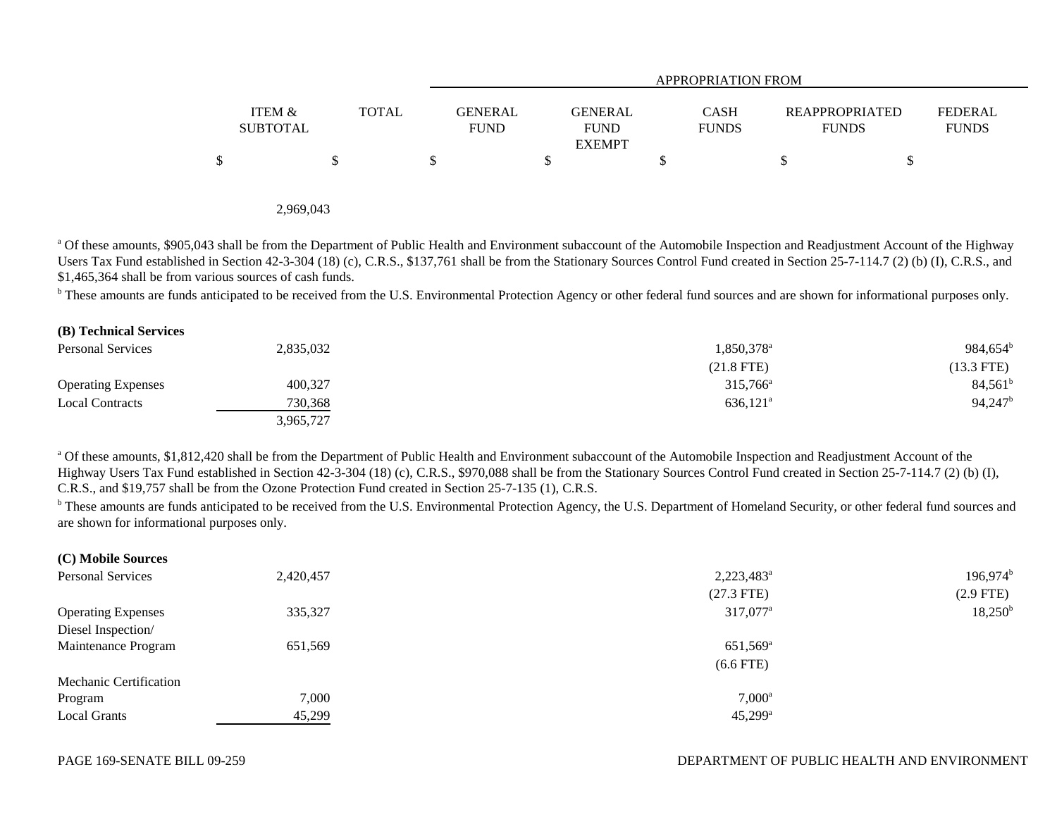| | ITEM & SUBTOTAL | TOTAL | APPROPRIATION FROM | | | | |
|---|---|---|---|---|---|---|---|
| | | | GENERAL FUND | GENERAL FUND EXEMPT | CASH FUNDS | REAPPROPRIATED FUNDS | FEDERAL FUNDS |
| | $ | $ | $ | $ | $ | $ | $ |
| | | 2,969,043 | | | | | |

[a] Of these amounts, $905,043 shall be from the Department of Public Health and Environment subaccount of the Automobile Inspection and Readjustment Account of the Highway Users Tax Fund established in Section 42-3-304 (18) (c), C.R.S., $137,761 shall be from the Stationary Sources Control Fund created in Section 25-7-114.7 (2) (b) (I), C.R.S., and $1,465,364 shall be from various sources of cash funds.

[b] These amounts are funds anticipated to be received from the U.S. Environmental Protection Agency or other federal fund sources and are shown for informational purposes only.

| | ITEM & SUBTOTAL | TOTAL | GENERAL FUND | GENERAL FUND EXEMPT | CASH FUNDS | REAPPROPRIATED FUNDS | FEDERAL FUNDS |
|---|---|---|---|---|---|---|---|
| **(B) Technical Services** | | | | | | | |
| Personal Services | 2,835,032 | | | | 1,850,378[a] | | 984,654[b] |
| | | | | | (21.8 FTE) | | (13.3 FTE) |
| Operating Expenses | 400,327 | | | | 315,766[a] | | 84,561[b] |
| Local Contracts | 730,368 | | | | 636,121[a] | | 94,247[b] |
| | | 3,965,727 | | | | | |

[a] Of these amounts, $1,812,420 shall be from the Department of Public Health and Environment subaccount of the Automobile Inspection and Readjustment Account of the Highway Users Tax Fund established in Section 42-3-304 (18) (c), C.R.S., $970,088 shall be from the Stationary Sources Control Fund created in Section 25-7-114.7 (2) (b) (I), C.R.S., and $19,757 shall be from the Ozone Protection Fund created in Section 25-7-135 (1), C.R.S.

[b] These amounts are funds anticipated to be received from the U.S. Environmental Protection Agency, the U.S. Department of Homeland Security, or other federal fund sources and are shown for informational purposes only.

| | ITEM & SUBTOTAL | TOTAL | GENERAL FUND | GENERAL FUND EXEMPT | CASH FUNDS | REAPPROPRIATED FUNDS | FEDERAL FUNDS |
|---|---|---|---|---|---|---|---|
| **(C) Mobile Sources** | | | | | | | |
| Personal Services | 2,420,457 | | | | 2,223,483[a] | | 196,974[b] |
| | | | | | (27.3 FTE) | | (2.9 FTE) |
| Operating Expenses | 335,327 | | | | 317,077[a] | | 18,250[b] |
| Diesel Inspection/ Maintenance Program | 651,569 | | | | 651,569[a] | | |
| | | | | | (6.6 FTE) | | |
| Mechanic Certification Program | 7,000 | | | | 7,000[a] | | |
| Local Grants | 45,299 | | | | 45,299[a] | | |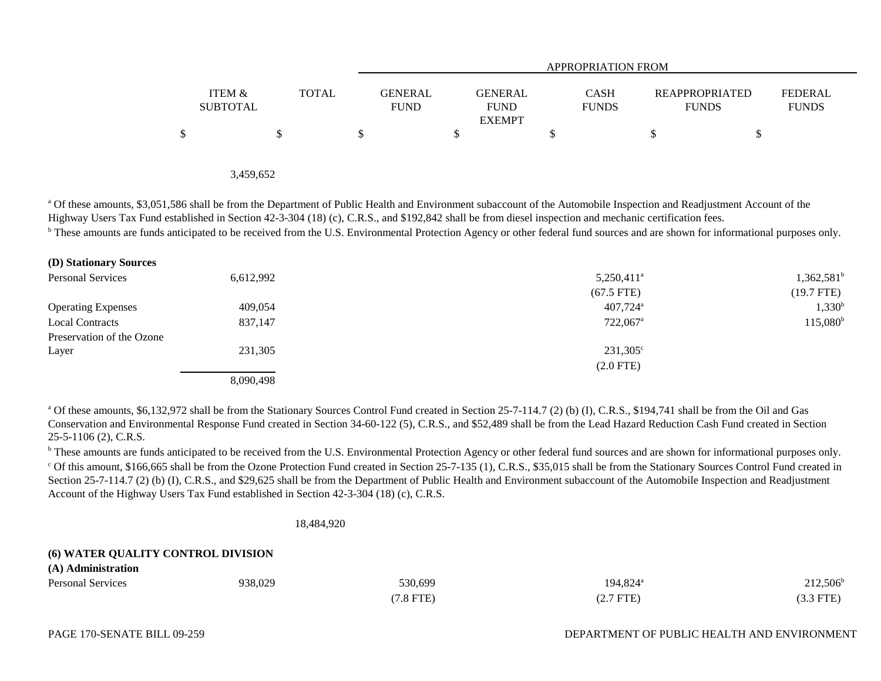| | ITEM & SUBTOTAL | TOTAL | APPROPRIATION FROM GENERAL FUND | GENERAL FUND EXEMPT | CASH FUNDS | REAPPROPRIATED FUNDS | FEDERAL FUNDS |
|---|---|---|---|---|---|---|---|
| | $ | $ | $ | $ | $ | $ | $ |
| | 3,459,652 | | | | | | |

[a] Of these amounts, $3,051,586 shall be from the Department of Public Health and Environment subaccount of the Automobile Inspection and Readjustment Account of the Highway Users Tax Fund established in Section 42-3-304 (18) (c), C.R.S., and $192,842 shall be from diesel inspection and mechanic certification fees.

[b] These amounts are funds anticipated to be received from the U.S. Environmental Protection Agency or other federal fund sources and are shown for informational purposes only.

| | ITEM & SUBTOTAL | TOTAL | GENERAL FUND | GENERAL FUND EXEMPT | CASH FUNDS | REAPPROPRIATED FUNDS | FEDERAL FUNDS |
|---|---|---|---|---|---|---|---|
| **(D) Stationary Sources** | | | | | | | |
| Personal Services | 6,612,992 | | | | 5,250,411[a] | | 1,362,581[b] |
| | | | | | (67.5 FTE) | | (19.7 FTE) |
| Operating Expenses | 409,054 | | | | 407,724[a] | | 1,330[b] |
| Local Contracts | 837,147 | | | | 722,067[a] | | 115,080[b] |
| Preservation of the Ozone Layer | 231,305 | | | | 231,305[c] | | |
| | | | | | (2.0 FTE) | | |
| | 8,090,498 | | | | | | |

[a] Of these amounts, $6,132,972 shall be from the Stationary Sources Control Fund created in Section 25-7-114.7 (2) (b) (I), C.R.S., $194,741 shall be from the Oil and Gas Conservation and Environmental Response Fund created in Section 34-60-122 (5), C.R.S., and $52,489 shall be from the Lead Hazard Reduction Cash Fund created in Section 25-5-1106 (2), C.R.S.

[b] These amounts are funds anticipated to be received from the U.S. Environmental Protection Agency or other federal fund sources and are shown for informational purposes only.

[c] Of this amount, $166,665 shall be from the Ozone Protection Fund created in Section 25-7-135 (1), C.R.S., $35,015 shall be from the Stationary Sources Control Fund created in Section 25-7-114.7 (2) (b) (I), C.R.S., and $29,625 shall be from the Department of Public Health and Environment subaccount of the Automobile Inspection and Readjustment Account of the Highway Users Tax Fund established in Section 42-3-304 (18) (c), C.R.S.

| | ITEM & SUBTOTAL | TOTAL | GENERAL FUND | GENERAL FUND EXEMPT | CASH FUNDS | REAPPROPRIATED FUNDS | FEDERAL FUNDS |
|---|---|---|---|---|---|---|---|
| | | 18,484,920 | | | | | |
| **(6) WATER QUALITY CONTROL DIVISION** | | | | | | | |
| **(A) Administration** | | | | | | | |
| Personal Services | 938,029 | | 530,699 | | 194,824[a] | | 212,506[b] |
| | | | (7.8 FTE) | | (2.7 FTE) | | (3.3 FTE) |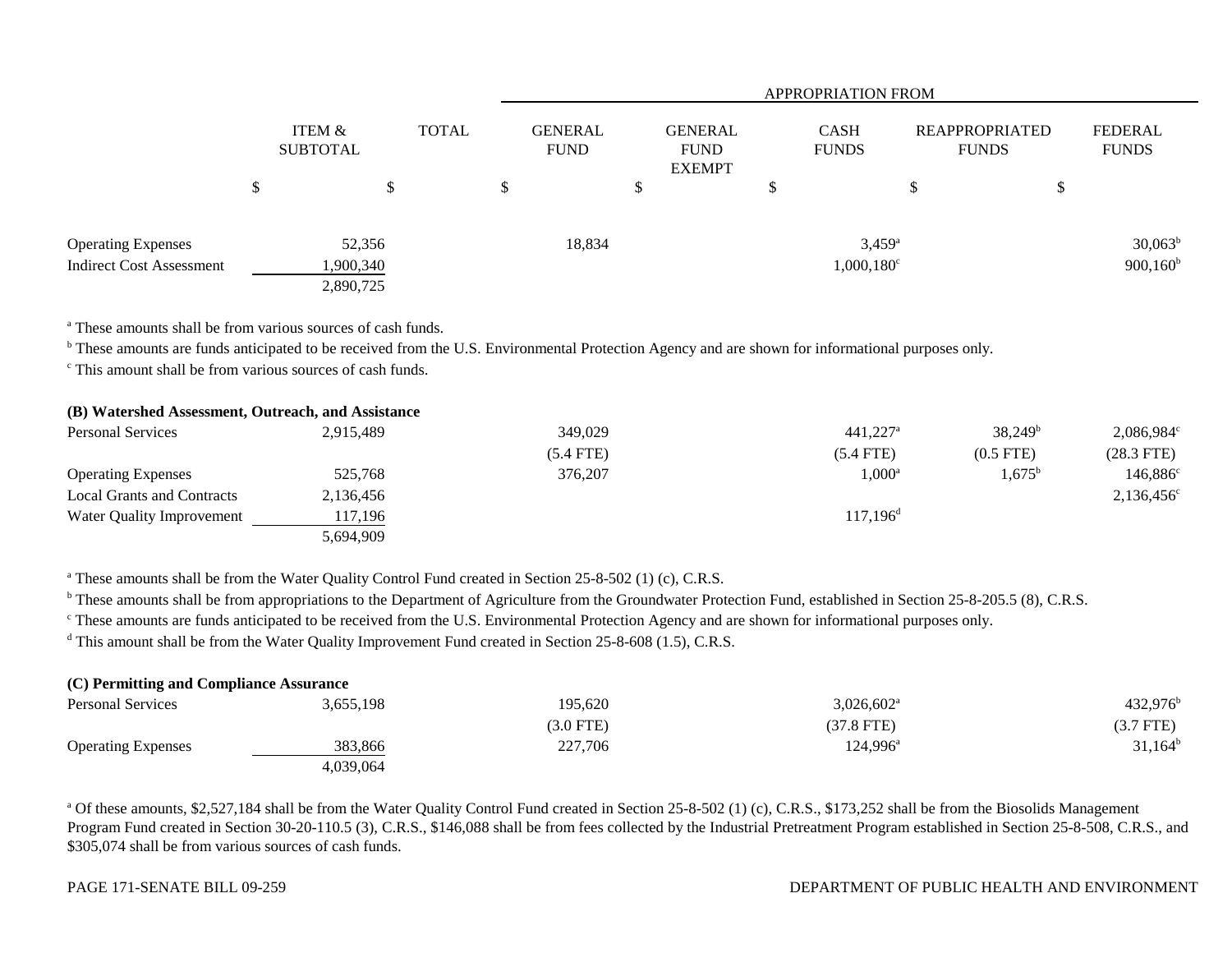| | ITEM & SUBTOTAL | TOTAL | APPROPRIATION FROM GENERAL FUND | GENERAL FUND EXEMPT | CASH FUNDS | REAPPROPRIATED FUNDS | FEDERAL FUNDS |
|---|---|---|---|---|---|---|---|
| | $ | $ | $ | $ | $ | $ | $ |
| Operating Expenses | 52,356 | | 18,834 | | 3,459[a] | | 30,063[b] |
| Indirect Cost Assessment | 1,900,340 | | | | 1,000,180[c] | | 900,160[b] |
| | 2,890,725 | | | | | | |

[a] These amounts shall be from various sources of cash funds.

[b] These amounts are funds anticipated to be received from the U.S. Environmental Protection Agency and are shown for informational purposes only.

[c] This amount shall be from various sources of cash funds.

| **(B) Watershed Assessment, Outreach, and Assistance** | | | | | | | |
|---|---|---|---|---|---|---|---|
| Personal Services | 2,915,489 | | 349,029 | | 441,227[a] | 38,249[b] | 2,086,984[c] |
| | | | (5.4 FTE) | | (5.4 FTE) | (0.5 FTE) | (28.3 FTE) |
| Operating Expenses | 525,768 | | 376,207 | | 1,000[a] | 1,675[b] | 146,886[c] |
| Local Grants and Contracts | 2,136,456 | | | | | | 2,136,456[c] |
| Water Quality Improvement | 117,196 | | | | 117,196[d] | | |
| | 5,694,909 | | | | | | |

[a] These amounts shall be from the Water Quality Control Fund created in Section 25-8-502 (1) (c), C.R.S.

[b] These amounts shall be from appropriations to the Department of Agriculture from the Groundwater Protection Fund, established in Section 25-8-205.5 (8), C.R.S.

[c] These amounts are funds anticipated to be received from the U.S. Environmental Protection Agency and are shown for informational purposes only.

[d] This amount shall be from the Water Quality Improvement Fund created in Section 25-8-608 (1.5), C.R.S.

| **(C) Permitting and Compliance Assurance** | | | | | | | |
|---|---|---|---|---|---|---|---|
| Personal Services | 3,655,198 | | 195,620 | | 3,026,602[a] | | 432,976[b] |
| | | | (3.0 FTE) | | (37.8 FTE) | | (3.7 FTE) |
| Operating Expenses | 383,866 | | 227,706 | | 124,996[a] | | 31,164[b] |
| | 4,039,064 | | | | | | |

[a] Of these amounts, $2,527,184 shall be from the Water Quality Control Fund created in Section 25-8-502 (1) (c), C.R.S., $173,252 shall be from the Biosolids Management Program Fund created in Section 30-20-110.5 (3), C.R.S., $146,088 shall be from fees collected by the Industrial Pretreatment Program established in Section 25-8-508, C.R.S., and $305,074 shall be from various sources of cash funds.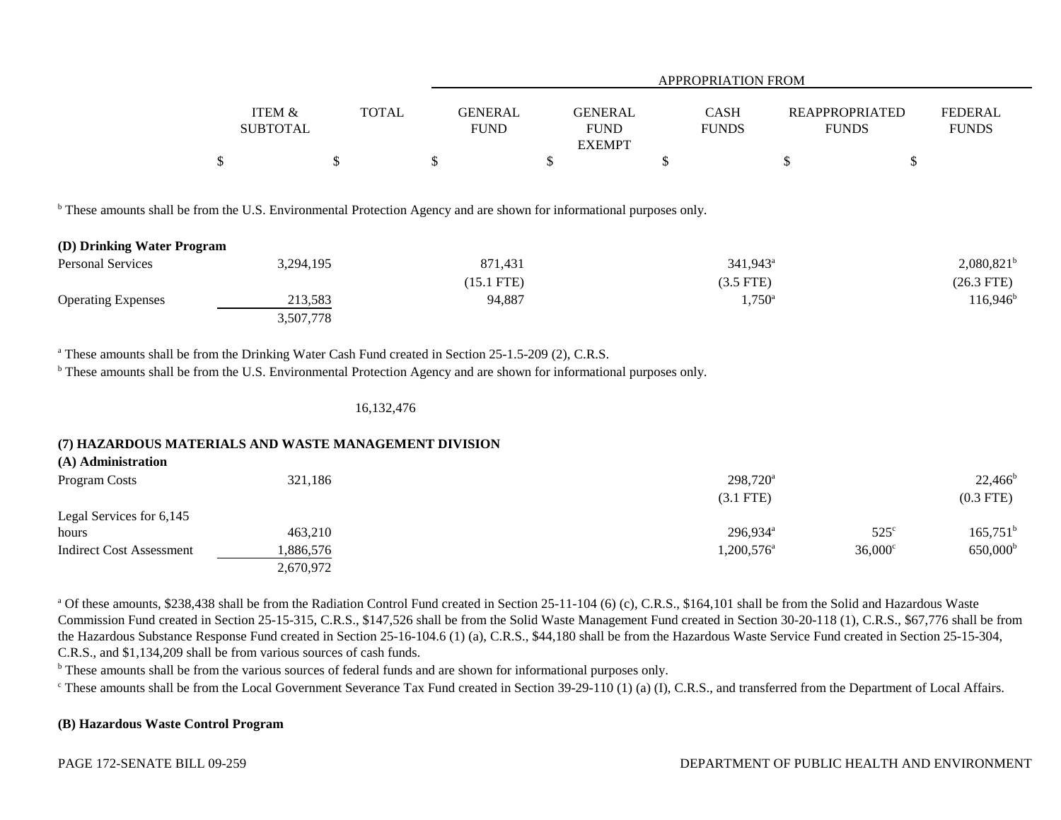| | ITEM & SUBTOTAL | TOTAL | GENERAL FUND | GENERAL FUND EXEMPT | CASH FUNDS | REAPPROPRIATED FUNDS | FEDERAL FUNDS |
|---|---|---|---|---|---|---|---|
| | | | APPROPRIATION FROM | | | | |
| | $ | $ | $ | $ | $ | $ | $ |

[b] These amounts shall be from the U.S. Environmental Protection Agency and are shown for informational purposes only.

**(D) Drinking Water Program**

| | ITEM & SUBTOTAL | TOTAL | GENERAL FUND | GENERAL FUND EXEMPT | CASH FUNDS | REAPPROPRIATED FUNDS | FEDERAL FUNDS |
|---|---|---|---|---|---|---|---|
| Personal Services | 3,294,195 | | 871,431 | | 341,943[a] | | 2,080,821[b] |
| | | | (15.1 FTE) | | (3.5 FTE) | | (26.3 FTE) |
| Operating Expenses | 213,583 | | 94,887 | | 1,750[a] | | 116,946[b] |
| | 3,507,778 | | | | | | |

[a] These amounts shall be from the Drinking Water Cash Fund created in Section 25-1.5-209 (2), C.R.S.
[b] These amounts shall be from the U.S. Environmental Protection Agency and are shown for informational purposes only.

| | ITEM & SUBTOTAL | TOTAL | GENERAL FUND | GENERAL FUND EXEMPT | CASH FUNDS | REAPPROPRIATED FUNDS | FEDERAL FUNDS |
|---|---|---|---|---|---|---|---|
| | | 16,132,476 | | | | | |

**(7) HAZARDOUS MATERIALS AND WASTE MANAGEMENT DIVISION**

**(A) Administration**

| | ITEM & SUBTOTAL | TOTAL | GENERAL FUND | GENERAL FUND EXEMPT | CASH FUNDS | REAPPROPRIATED FUNDS | FEDERAL FUNDS |
|---|---|---|---|---|---|---|---|
| Program Costs | 321,186 | | | | 298,720[a] | | 22,466[b] |
| | | | | | (3.1 FTE) | | (0.3 FTE) |
| Legal Services for 6,145 hours | 463,210 | | | | 296,934[a] | 525[c] | 165,751[b] |
| Indirect Cost Assessment | 1,886,576 | | | | 1,200,576[a] | 36,000[c] | 650,000[b] |
| | 2,670,972 | | | | | | |

[a] Of these amounts, $238,438 shall be from the Radiation Control Fund created in Section 25-11-104 (6) (c), C.R.S., $164,101 shall be from the Solid and Hazardous Waste Commission Fund created in Section 25-15-315, C.R.S., $147,526 shall be from the Solid Waste Management Fund created in Section 30-20-118 (1), C.R.S., $67,776 shall be from the Hazardous Substance Response Fund created in Section 25-16-104.6 (1) (a), C.R.S., $44,180 shall be from the Hazardous Waste Service Fund created in Section 25-15-304, C.R.S., and $1,134,209 shall be from various sources of cash funds.
[b] These amounts shall be from the various sources of federal funds and are shown for informational purposes only.
[c] These amounts shall be from the Local Government Severance Tax Fund created in Section 39-29-110 (1) (a) (I), C.R.S., and transferred from the Department of Local Affairs.

**(B) Hazardous Waste Control Program**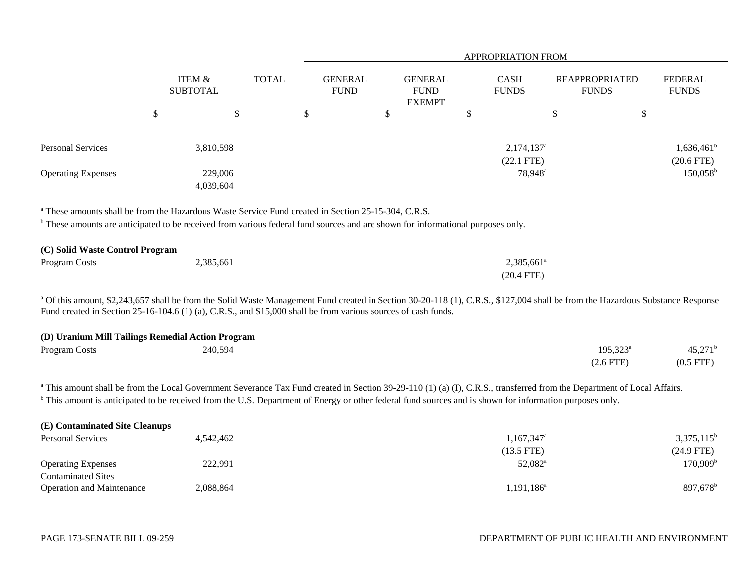| | ITEM & SUBTOTAL | TOTAL | APPROPRIATION FROM GENERAL FUND | GENERAL FUND EXEMPT | CASH FUNDS | REAPPROPRIATED FUNDS | FEDERAL FUNDS |
|---|---|---|---|---|---|---|---|
| | $ | $ | $ | $ | $ | $ | $ |
| Personal Services | 3,810,598 | | | | 2,174,137[a] (22.1 FTE) | | 1,636,461[b] (20.6 FTE) |
| Operating Expenses | 229,006 | | | | 78,948[a] | | 150,058[b] |
| | 4,039,604 | | | | | | |

[a] These amounts shall be from the Hazardous Waste Service Fund created in Section 25-15-304, C.R.S.
[b] These amounts are anticipated to be received from various federal fund sources and are shown for informational purposes only.

**(C) Solid Waste Control Program**

| | ITEM & SUBTOTAL | TOTAL | GENERAL FUND | GENERAL FUND EXEMPT | CASH FUNDS | REAPPROPRIATED FUNDS | FEDERAL FUNDS |
|---|---|---|---|---|---|---|---|
| Program Costs | 2,385,661 | | | | 2,385,661[a] (20.4 FTE) | | |

[a] Of this amount, $2,243,657 shall be from the Solid Waste Management Fund created in Section 30-20-118 (1), C.R.S., $127,004 shall be from the Hazardous Substance Response Fund created in Section 25-16-104.6 (1) (a), C.R.S., and $15,000 shall be from various sources of cash funds.

**(D) Uranium Mill Tailings Remedial Action Program**

| | ITEM & SUBTOTAL | TOTAL | GENERAL FUND | GENERAL FUND EXEMPT | CASH FUNDS | REAPPROPRIATED FUNDS | FEDERAL FUNDS |
|---|---|---|---|---|---|---|---|
| Program Costs | 240,594 | | | | | 195,323[a] (2.6 FTE) | 45,271[b] (0.5 FTE) |

[a] This amount shall be from the Local Government Severance Tax Fund created in Section 39-29-110 (1) (a) (I), C.R.S., transferred from the Department of Local Affairs.
[b] This amount is anticipated to be received from the U.S. Department of Energy or other federal fund sources and is shown for information purposes only.

**(E) Contaminated Site Cleanups**

| | ITEM & SUBTOTAL | TOTAL | GENERAL FUND | GENERAL FUND EXEMPT | CASH FUNDS | REAPPROPRIATED FUNDS | FEDERAL FUNDS |
|---|---|---|---|---|---|---|---|
| Personal Services | 4,542,462 | | | | 1,167,347[a] (13.5 FTE) | | 3,375,115[b] (24.9 FTE) |
| Operating Expenses | 222,991 | | | | 52,082[a] | | 170,909[b] |
| Contaminated Sites Operation and Maintenance | 2,088,864 | | | | 1,191,186[a] | | 897,678[b] |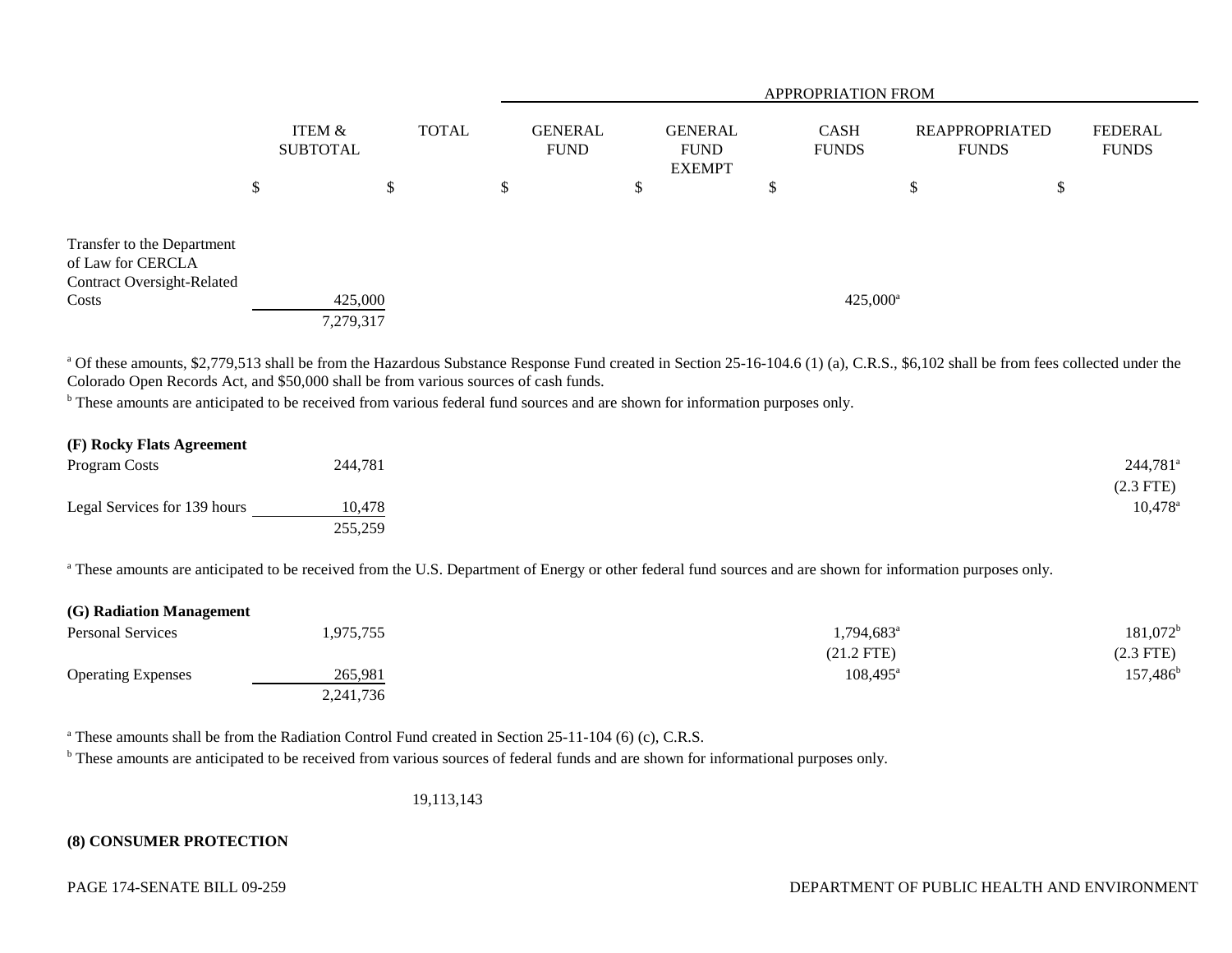| | ITEM & SUBTOTAL | TOTAL | GENERAL FUND | GENERAL FUND EXEMPT | CASH FUNDS | REAPPROPRIATED FUNDS | FEDERAL FUNDS |
|---|---|---|---|---|---|---|---|
| | | | APPROPRIATION FROM | | | | |
| | $ | $ | $ | $ | $ | $ | $ |
| Transfer to the Department of Law for CERCLA Contract Oversight-Related Costs | 425,000 | | | | 425,000[a] | | |
| | 7,279,317 | | | | | | |

[a] Of these amounts, $2,779,513 shall be from the Hazardous Substance Response Fund created in Section 25-16-104.6 (1) (a), C.R.S., $6,102 shall be from fees collected under the Colorado Open Records Act, and $50,000 shall be from various sources of cash funds.

[b] These amounts are anticipated to be received from various federal fund sources and are shown for information purposes only.

| | ITEM & SUBTOTAL | TOTAL | GENERAL FUND | GENERAL FUND EXEMPT | CASH FUNDS | REAPPROPRIATED FUNDS | FEDERAL FUNDS |
|---|---|---|---|---|---|---|---|
| **(F) Rocky Flats Agreement** | | | | | | | |
| Program Costs | 244,781 | | | | | | 244,781[a] (2.3 FTE) |
| Legal Services for 139 hours | 10,478 | | | | | | 10,478[a] |
| | 255,259 | | | | | | |

[a] These amounts are anticipated to be received from the U.S. Department of Energy or other federal fund sources and are shown for information purposes only.

| | ITEM & SUBTOTAL | TOTAL | GENERAL FUND | GENERAL FUND EXEMPT | CASH FUNDS | REAPPROPRIATED FUNDS | FEDERAL FUNDS |
|---|---|---|---|---|---|---|---|
| **(G) Radiation Management** | | | | | | | |
| Personal Services | 1,975,755 | | | | 1,794,683[a] (21.2 FTE) | | 181,072[b] (2.3 FTE) |
| Operating Expenses | 265,981 | | | | 108,495[a] | | 157,486[b] |
| | 2,241,736 | | | | | | |

[a] These amounts shall be from the Radiation Control Fund created in Section 25-11-104 (6) (c), C.R.S.

[b] These amounts are anticipated to be received from various sources of federal funds and are shown for informational purposes only.

| | ITEM & SUBTOTAL | TOTAL | GENERAL FUND | GENERAL FUND EXEMPT | CASH FUNDS | REAPPROPRIATED FUNDS | FEDERAL FUNDS |
|---|---|---|---|---|---|---|---|
| | | 19,113,143 | | | | | |

**(8) CONSUMER PROTECTION**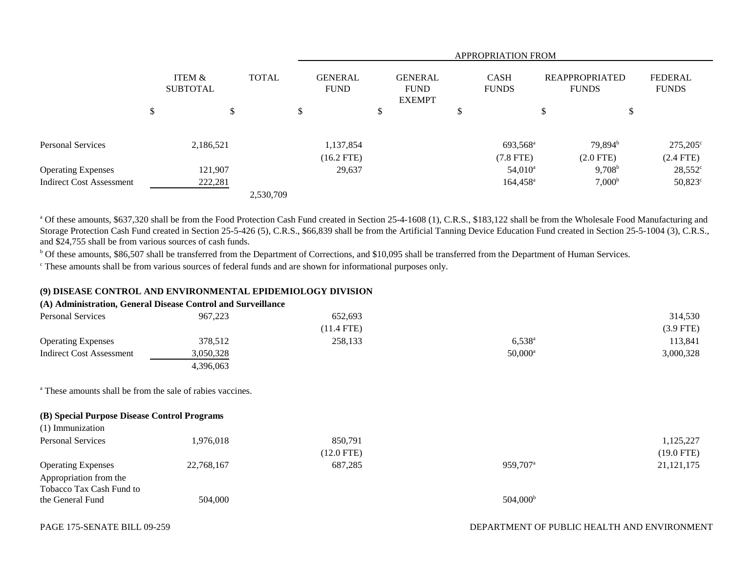| | ITEM & SUBTOTAL | TOTAL | GENERAL FUND | GENERAL FUND EXEMPT | CASH FUNDS | REAPPROPRIATED FUNDS | FEDERAL FUNDS |
|---|---|---|---|---|---|---|---|
| | | | APPROPRIATION FROM | | | | |
| | $ | $ | $ | $ | $ | $ | $ |
| Personal Services | 2,186,521 | | 1,137,854 | | 693,568[a] | 79,894[b] | 275,205[c] |
| | | | (16.2 FTE) | | (7.8 FTE) | (2.0 FTE) | (2.4 FTE) |
| Operating Expenses | 121,907 | | 29,637 | | 54,010[a] | 9,708[b] | 28,552[c] |
| Indirect Cost Assessment | 222,281 | | | | 164,458[a] | 7,000[b] | 50,823[c] |
| | | 2,530,709 | | | | | |

[a] Of these amounts, $637,320 shall be from the Food Protection Cash Fund created in Section 25-4-1608 (1), C.R.S., $183,122 shall be from the Wholesale Food Manufacturing and Storage Protection Cash Fund created in Section 25-5-426 (5), C.R.S., $66,839 shall be from the Artificial Tanning Device Education Fund created in Section 25-5-1004 (3), C.R.S., and $24,755 shall be from various sources of cash funds.

[b] Of these amounts, $86,507 shall be transferred from the Department of Corrections, and $10,095 shall be transferred from the Department of Human Services.

[c] These amounts shall be from various sources of federal funds and are shown for informational purposes only.

**(9) DISEASE CONTROL AND ENVIRONMENTAL EPIDEMIOLOGY DIVISION**

**(A) Administration, General Disease Control and Surveillance**

| | ITEM & SUBTOTAL | TOTAL | GENERAL FUND | GENERAL FUND EXEMPT | CASH FUNDS | REAPPROPRIATED FUNDS | FEDERAL FUNDS |
|---|---|---|---|---|---|---|---|
| Personal Services | 967,223 | | 652,693 | | | | 314,530 |
| | | | (11.4 FTE) | | | | (3.9 FTE) |
| Operating Expenses | 378,512 | | 258,133 | | 6,538[a] | | 113,841 |
| Indirect Cost Assessment | 3,050,328 | | | | 50,000[a] | | 3,000,328 |
| | 4,396,063 | | | | | | |

[a] These amounts shall be from the sale of rabies vaccines.

**(B) Special Purpose Disease Control Programs**

(1) Immunization

| | ITEM & SUBTOTAL | TOTAL | GENERAL FUND | GENERAL FUND EXEMPT | CASH FUNDS | REAPPROPRIATED FUNDS | FEDERAL FUNDS |
|---|---|---|---|---|---|---|---|
| Personal Services | 1,976,018 | | 850,791 | | | | 1,125,227 |
| | | | (12.0 FTE) | | | | (19.0 FTE) |
| Operating Expenses | 22,768,167 | | 687,285 | | 959,707[a] | | 21,121,175 |
| Appropriation from the Tobacco Tax Cash Fund to the General Fund | 504,000 | | | | 504,000[b] | | |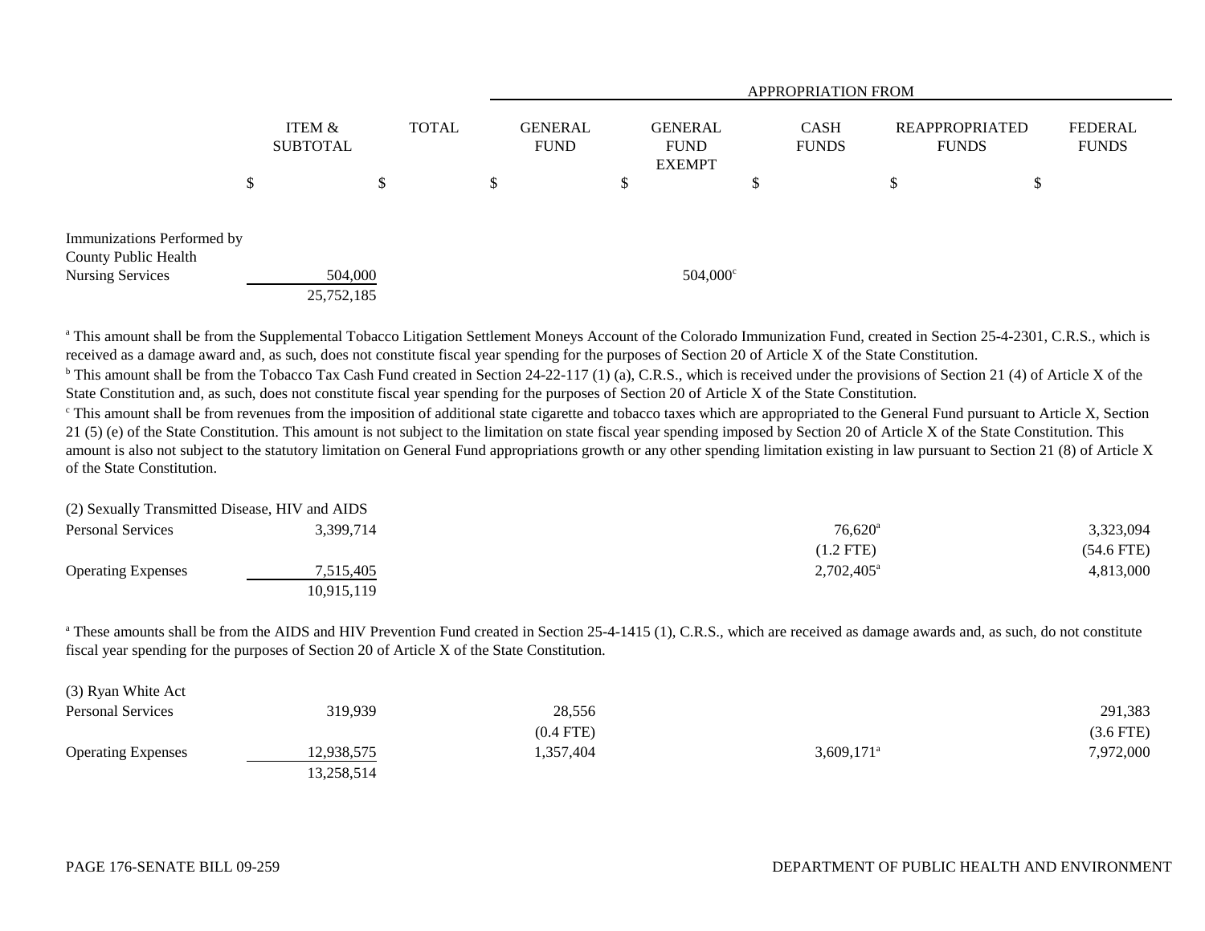| | ITEM & SUBTOTAL | TOTAL | GENERAL FUND | GENERAL FUND EXEMPT | CASH FUNDS | REAPPROPRIATED FUNDS | FEDERAL FUNDS |
|---|---|---|---|---|---|---|---|
| | | | APPROPRIATION FROM | | | | |
| | $ | $ | $ | $ | $ | $ | $ |
| Immunizations Performed by County Public Health Nursing Services | 504,000 | | | 504,000[c] | | | |
| | 25,752,185 | | | | | | |

[a] This amount shall be from the Supplemental Tobacco Litigation Settlement Moneys Account of the Colorado Immunization Fund, created in Section 25-4-2301, C.R.S., which is received as a damage award and, as such, does not constitute fiscal year spending for the purposes of Section 20 of Article X of the State Constitution.

[b] This amount shall be from the Tobacco Tax Cash Fund created in Section 24-22-117 (1) (a), C.R.S., which is received under the provisions of Section 21 (4) of Article X of the State Constitution and, as such, does not constitute fiscal year spending for the purposes of Section 20 of Article X of the State Constitution.

[c] This amount shall be from revenues from the imposition of additional state cigarette and tobacco taxes which are appropriated to the General Fund pursuant to Article X, Section 21 (5) (e) of the State Constitution. This amount is not subject to the limitation on state fiscal year spending imposed by Section 20 of Article X of the State Constitution. This amount is also not subject to the statutory limitation on General Fund appropriations growth or any other spending limitation existing in law pursuant to Section 21 (8) of Article X of the State Constitution.

| | ITEM & SUBTOTAL | TOTAL | GENERAL FUND | GENERAL FUND EXEMPT | CASH FUNDS | REAPPROPRIATED FUNDS | FEDERAL FUNDS |
|---|---|---|---|---|---|---|---|
| (2) Sexually Transmitted Disease, HIV and AIDS | | | | | | | |
| Personal Services | 3,399,714 | | | | 76,620[a] | | 3,323,094 |
| | | | | | (1.2 FTE) | | (54.6 FTE) |
| Operating Expenses | 7,515,405 | | | | 2,702,405[a] | | 4,813,000 |
| | 10,915,119 | | | | | | |

[a] These amounts shall be from the AIDS and HIV Prevention Fund created in Section 25-4-1415 (1), C.R.S., which are received as damage awards and, as such, do not constitute fiscal year spending for the purposes of Section 20 of Article X of the State Constitution.

| | ITEM & SUBTOTAL | TOTAL | GENERAL FUND | GENERAL FUND EXEMPT | CASH FUNDS | REAPPROPRIATED FUNDS | FEDERAL FUNDS |
|---|---|---|---|---|---|---|---|
| (3) Ryan White Act | | | | | | | |
| Personal Services | 319,939 | | 28,556 | | | | 291,383 |
| | | | (0.4 FTE) | | | | (3.6 FTE) |
| Operating Expenses | 12,938,575 | | 1,357,404 | | 3,609,171[a] | | 7,972,000 |
| | 13,258,514 | | | | | | |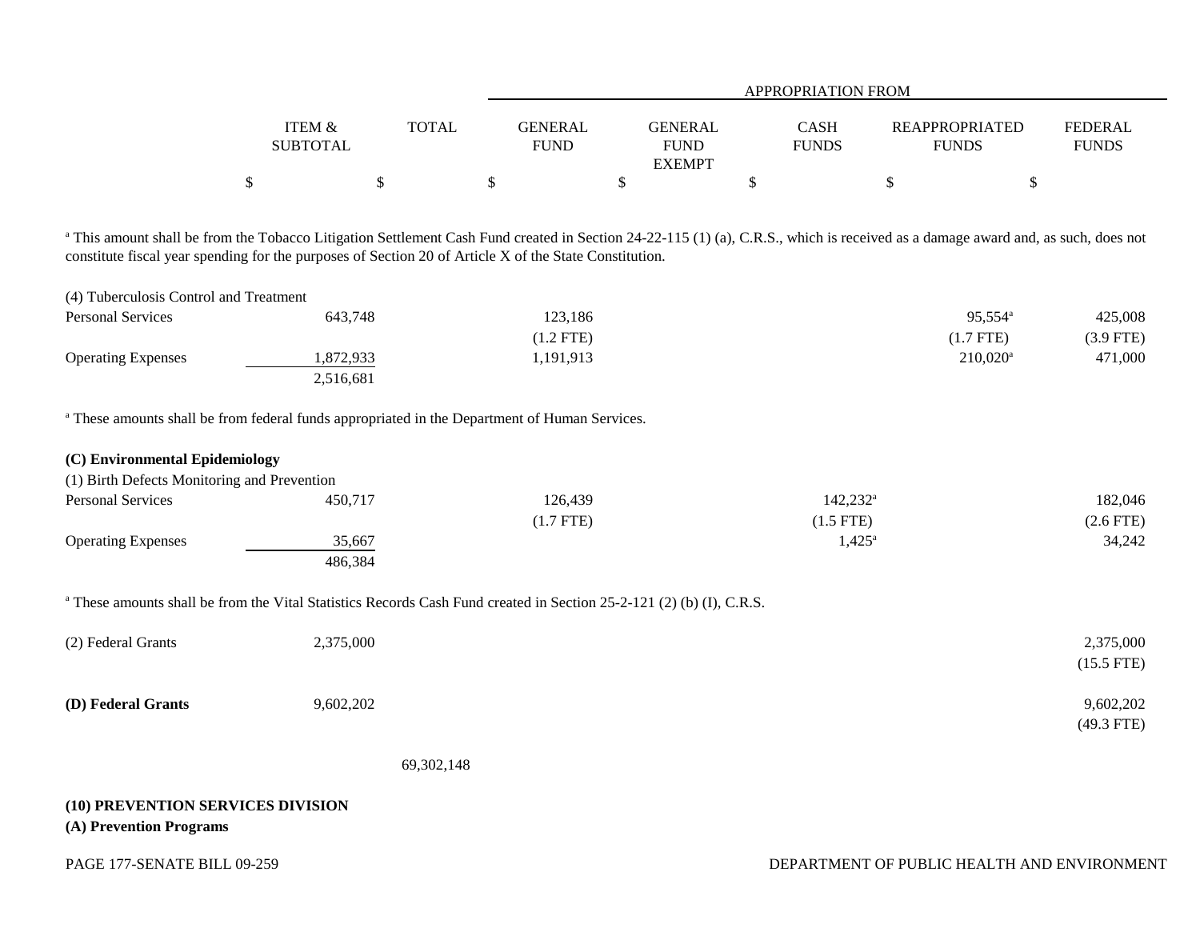| | ITEM & SUBTOTAL | TOTAL | GENERAL FUND | GENERAL FUND EXEMPT | CASH FUNDS | REAPPROPRIATED FUNDS | FEDERAL FUNDS |
|---|---|---|---|---|---|---|---|
| | | | APPROPRIATION FROM | | | | |
| | $ | $ | $ | $ | $ | $ | $ |

[a] This amount shall be from the Tobacco Litigation Settlement Cash Fund created in Section 24-22-115 (1) (a), C.R.S., which is received as a damage award and, as such, does not constitute fiscal year spending for the purposes of Section 20 of Article X of the State Constitution.

| | ITEM & SUBTOTAL | TOTAL | GENERAL FUND | GENERAL FUND EXEMPT | CASH FUNDS | REAPPROPRIATED FUNDS | FEDERAL FUNDS |
|---|---|---|---|---|---|---|---|
| (4) Tuberculosis Control and Treatment | | | | | | | |
| Personal Services | 643,748 | | 123,186 | | | 95,554[a] | 425,008 |
| | | | (1.2 FTE) | | | (1.7 FTE) | (3.9 FTE) |
| Operating Expenses | 1,872,933 | | 1,191,913 | | | 210,020[a] | 471,000 |
| | 2,516,681 | | | | | | |

[a] These amounts shall be from federal funds appropriated in the Department of Human Services.

**(C) Environmental Epidemiology**

| | ITEM & SUBTOTAL | TOTAL | GENERAL FUND | GENERAL FUND EXEMPT | CASH FUNDS | REAPPROPRIATED FUNDS | FEDERAL FUNDS |
|---|---|---|---|---|---|---|---|
| (1) Birth Defects Monitoring and Prevention | | | | | | | |
| Personal Services | 450,717 | | 126,439 | | 142,232[a] | | 182,046 |
| | | | (1.7 FTE) | | (1.5 FTE) | | (2.6 FTE) |
| Operating Expenses | 35,667 | | | | 1,425[a] | | 34,242 |
| | 486,384 | | | | | | |

[a] These amounts shall be from the Vital Statistics Records Cash Fund created in Section 25-2-121 (2) (b) (I), C.R.S.

| | ITEM & SUBTOTAL | TOTAL | GENERAL FUND | GENERAL FUND EXEMPT | CASH FUNDS | REAPPROPRIATED FUNDS | FEDERAL FUNDS |
|---|---|---|---|---|---|---|---|
| (2) Federal Grants | 2,375,000 | | | | | | 2,375,000 |
| | | | | | | | (15.5 FTE) |
| **(D) Federal Grants** | 9,602,202 | | | | | | 9,602,202 |
| | | | | | | | (49.3 FTE) |
| | | 69,302,148 | | | | | |

**(10) PREVENTION SERVICES DIVISION**

**(A) Prevention Programs**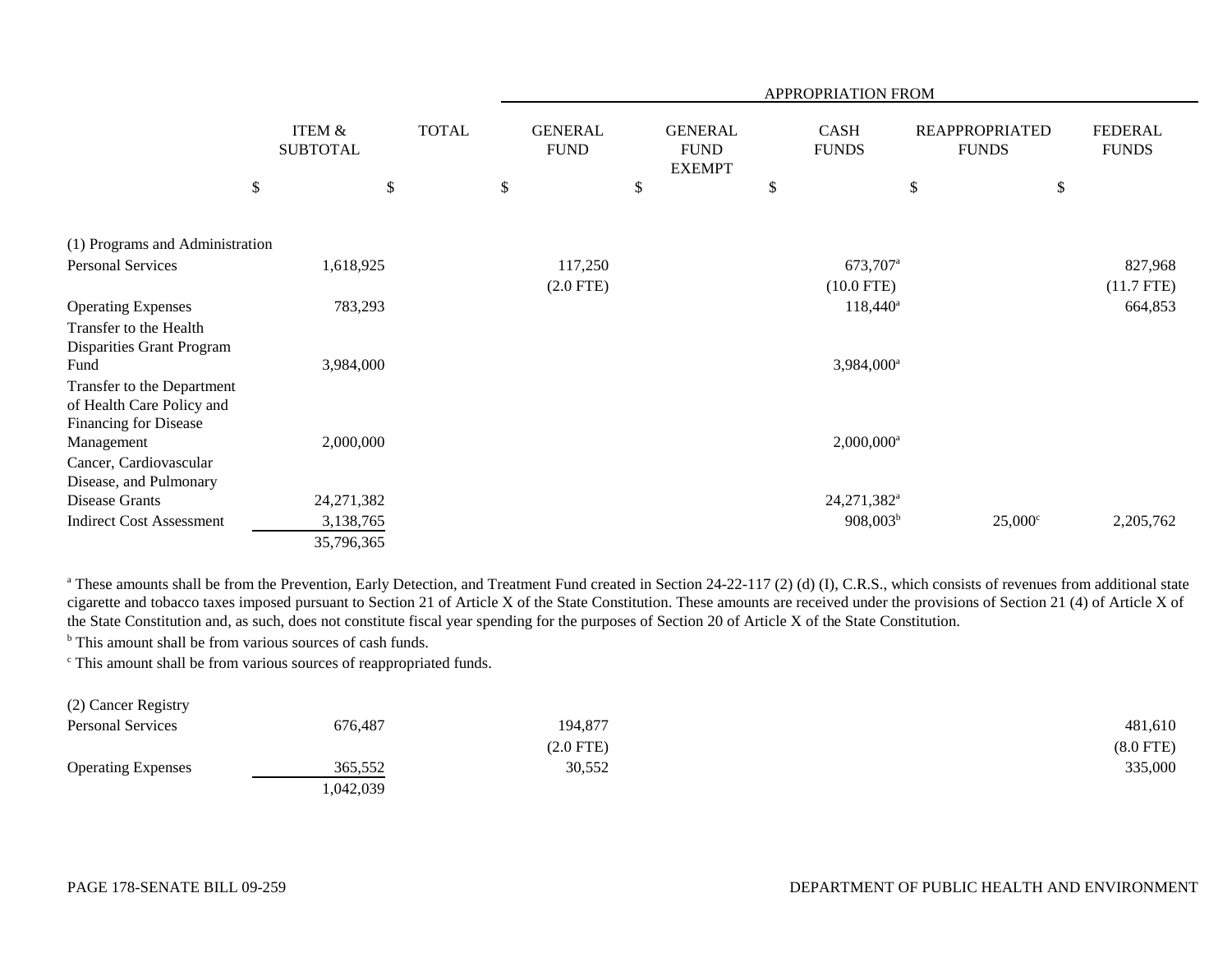| | ITEM & SUBTOTAL | TOTAL | APPROPRIATION FROM GENERAL FUND | GENERAL FUND EXEMPT | CASH FUNDS | REAPPROPRIATED FUNDS | FEDERAL FUNDS |
|---|---|---|---|---|---|---|---|
| | $ | $ | $ | $ | $ | $ | $ |
| **(1) Programs and Administration** | | | | | | | |
| Personal Services | 1,618,925 | | 117,250 (2.0 FTE) | | 673,707[a] (10.0 FTE) | | 827,968 (11.7 FTE) |
| Operating Expenses | 783,293 | | | | 118,440[a] | | 664,853 |
| Transfer to the Health Disparities Grant Program Fund | 3,984,000 | | | | 3,984,000[a] | | |
| Transfer to the Department of Health Care Policy and Financing for Disease Management | 2,000,000 | | | | 2,000,000[a] | | |
| Cancer, Cardiovascular Disease, and Pulmonary Disease Grants | 24,271,382 | | | | 24,271,382[a] | | |
| Indirect Cost Assessment | 3,138,765 | | | | 908,003[b] | 25,000[c] | 2,205,762 |
| | 35,796,365 | | | | | | |

[a] These amounts shall be from the Prevention, Early Detection, and Treatment Fund created in Section 24-22-117 (2) (d) (I), C.R.S., which consists of revenues from additional state cigarette and tobacco taxes imposed pursuant to Section 21 of Article X of the State Constitution. These amounts are received under the provisions of Section 21 (4) of Article X of the State Constitution and, as such, does not constitute fiscal year spending for the purposes of Section 20 of Article X of the State Constitution.

[b] This amount shall be from various sources of cash funds.

[c] This amount shall be from various sources of reappropriated funds.

| | ITEM & SUBTOTAL | TOTAL | GENERAL FUND | GENERAL FUND EXEMPT | CASH FUNDS | REAPPROPRIATED FUNDS | FEDERAL FUNDS |
|---|---|---|---|---|---|---|---|
| **(2) Cancer Registry** | | | | | | | |
| Personal Services | 676,487 | | 194,877 (2.0 FTE) | | | | 481,610 (8.0 FTE) |
| Operating Expenses | 365,552 | | 30,552 | | | | 335,000 |
| | 1,042,039 | | | | | | |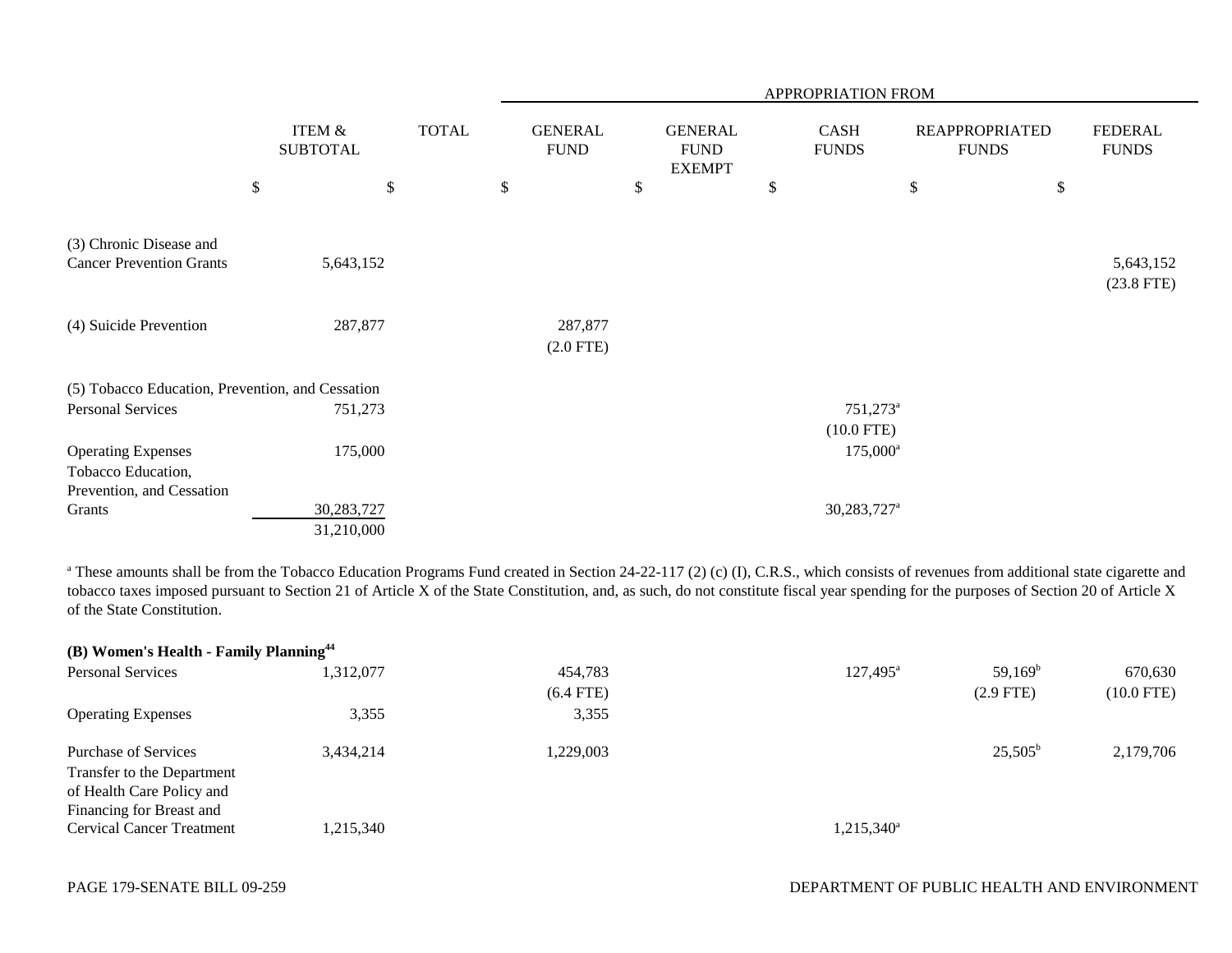| | ITEM & SUBTOTAL | TOTAL | APPROPRIATION FROM GENERAL FUND | GENERAL FUND EXEMPT | CASH FUNDS | REAPPROPRIATED FUNDS | FEDERAL FUNDS |
|---|---|---|---|---|---|---|---|
| | $ | $ | $ | $ | $ | $ | $ |
| (3) Chronic Disease and Cancer Prevention Grants | 5,643,152 | | | | | | 5,643,152 (23.8 FTE) |
| (4) Suicide Prevention | 287,877 | | 287,877 (2.0 FTE) | | | | |
| (5) Tobacco Education, Prevention, and Cessation | | | | | | | |
| Personal Services | 751,273 | | | | 751,273[a] (10.0 FTE) | | |
| Operating Expenses | 175,000 | | | | 175,000[a] | | |
| Tobacco Education, Prevention, and Cessation Grants | 30,283,727 | | | | 30,283,727[a] | | |
| | 31,210,000 | | | | | | |

[a] These amounts shall be from the Tobacco Education Programs Fund created in Section 24-22-117 (2) (c) (I), C.R.S., which consists of revenues from additional state cigarette and tobacco taxes imposed pursuant to Section 21 of Article X of the State Constitution, and, as such, do not constitute fiscal year spending for the purposes of Section 20 of Article X of the State Constitution.

| | ITEM & SUBTOTAL | TOTAL | GENERAL FUND | GENERAL FUND EXEMPT | CASH FUNDS | REAPPROPRIATED FUNDS | FEDERAL FUNDS |
|---|---|---|---|---|---|---|---|
| **(B) Women's Health - Family Planning**[44] | | | | | | | |
| Personal Services | 1,312,077 | | 454,783 (6.4 FTE) | | 127,495[a] | 59,169[b] (2.9 FTE) | 670,630 (10.0 FTE) |
| Operating Expenses | 3,355 | | 3,355 | | | | |
| Purchase of Services | 3,434,214 | | 1,229,003 | | | 25,505[b] | 2,179,706 |
| Transfer to the Department of Health Care Policy and Financing for Breast and Cervical Cancer Treatment | 1,215,340 | | | | 1,215,340[a] | | |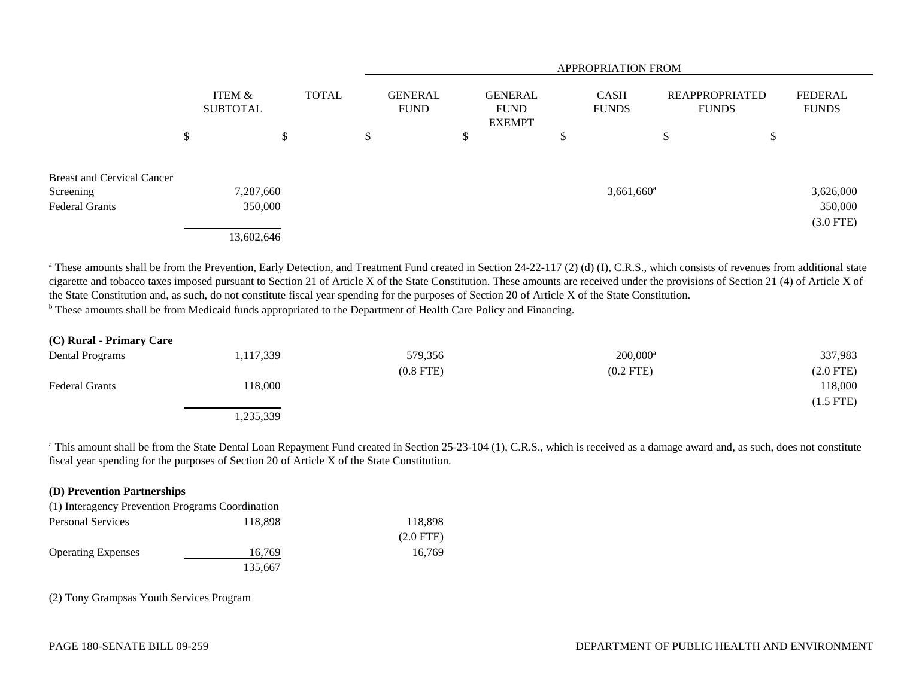| | ITEM & SUBTOTAL | TOTAL | APPROPRIATION FROM GENERAL FUND | GENERAL FUND EXEMPT | CASH FUNDS | REAPPROPRIATED FUNDS | FEDERAL FUNDS |
|---|---|---|---|---|---|---|---|
| | $ | $ | $ | $ | $ | $ | $ |
| Breast and Cervical Cancer Screening | 7,287,660 | | | | 3,661,660[a] | | 3,626,000 |
| Federal Grants | 350,000 | | | | | | 350,000 (3.0 FTE) |
| | 13,602,646 | | | | | | |

[a] These amounts shall be from the Prevention, Early Detection, and Treatment Fund created in Section 24-22-117 (2) (d) (I), C.R.S., which consists of revenues from additional state cigarette and tobacco taxes imposed pursuant to Section 21 of Article X of the State Constitution. These amounts are received under the provisions of Section 21 (4) of Article X of the State Constitution and, as such, do not constitute fiscal year spending for the purposes of Section 20 of Article X of the State Constitution.
[b] These amounts shall be from Medicaid funds appropriated to the Department of Health Care Policy and Financing.

| | ITEM & SUBTOTAL | TOTAL | GENERAL FUND | GENERAL FUND EXEMPT | CASH FUNDS | REAPPROPRIATED FUNDS | FEDERAL FUNDS |
|---|---|---|---|---|---|---|---|
| **(C) Rural - Primary Care** | | | | | | | |
| Dental Programs | 1,117,339 | | 579,356 (0.8 FTE) | | 200,000[a] (0.2 FTE) | | 337,983 (2.0 FTE) |
| Federal Grants | 118,000 | | | | | | 118,000 (1.5 FTE) |
| | 1,235,339 | | | | | | |

[a] This amount shall be from the State Dental Loan Repayment Fund created in Section 25-23-104 (1), C.R.S., which is received as a damage award and, as such, does not constitute fiscal year spending for the purposes of Section 20 of Article X of the State Constitution.

| | ITEM & SUBTOTAL | TOTAL | GENERAL FUND | GENERAL FUND EXEMPT | CASH FUNDS | REAPPROPRIATED FUNDS | FEDERAL FUNDS |
|---|---|---|---|---|---|---|---|
| **(D) Prevention Partnerships** | | | | | | | |
| (1) Interagency Prevention Programs Coordination | | | | | | | |
| Personal Services | 118,898 | | 118,898 (2.0 FTE) | | | | |
| Operating Expenses | 16,769 | | 16,769 | | | | |
| | 135,667 | | | | | | |

(2) Tony Grampsas Youth Services Program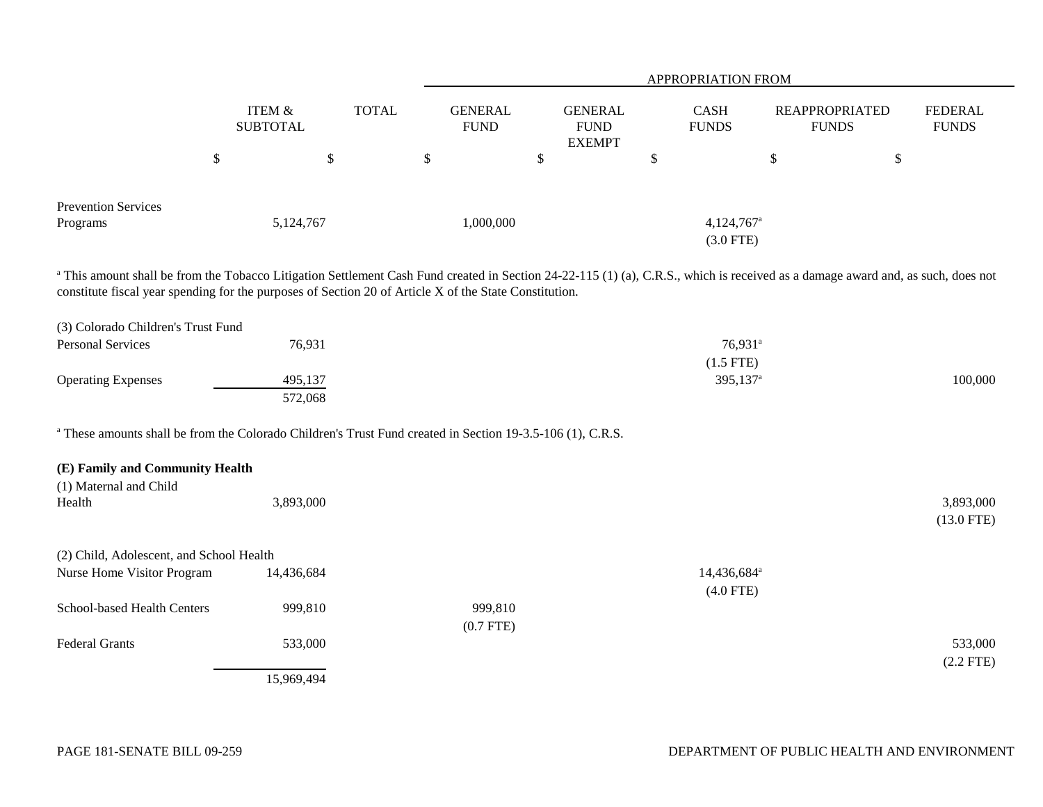| | ITEM & SUBTOTAL | TOTAL | APPROPRIATION FROM GENERAL FUND | GENERAL FUND EXEMPT | CASH FUNDS | REAPPROPRIATED FUNDS | FEDERAL FUNDS |
|---|---|---|---|---|---|---|---|
| | $ | $ | $ | $ | $ | $ | $ |
| Prevention Services Programs | 5,124,767 | | 1,000,000 | | 4,124,767[a] (3.0 FTE) | | |

[a] This amount shall be from the Tobacco Litigation Settlement Cash Fund created in Section 24-22-115 (1) (a), C.R.S., which is received as a damage award and, as such, does not constitute fiscal year spending for the purposes of Section 20 of Article X of the State Constitution.

| | ITEM & SUBTOTAL | TOTAL | GENERAL FUND | GENERAL FUND EXEMPT | CASH FUNDS | REAPPROPRIATED FUNDS | FEDERAL FUNDS |
|---|---|---|---|---|---|---|---|
| (3) Colorado Children's Trust Fund | | | | | | | |
| Personal Services | 76,931 | | | | 76,931[a] (1.5 FTE) | | |
| Operating Expenses | 495,137 | | | | 395,137[a] | | 100,000 |
| | 572,068 | | | | | | |

[a] These amounts shall be from the Colorado Children's Trust Fund created in Section 19-3.5-106 (1), C.R.S.

**(E) Family and Community Health**

| | ITEM & SUBTOTAL | TOTAL | GENERAL FUND | GENERAL FUND EXEMPT | CASH FUNDS | REAPPROPRIATED FUNDS | FEDERAL FUNDS |
|---|---|---|---|---|---|---|---|
| (1) Maternal and Child Health | 3,893,000 | | | | | | 3,893,000 (13.0 FTE) |
| (2) Child, Adolescent, and School Health | | | | | | | |
| Nurse Home Visitor Program | 14,436,684 | | | | 14,436,684[a] (4.0 FTE) | | |
| School-based Health Centers | 999,810 | | 999,810 (0.7 FTE) | | | | |
| Federal Grants | 533,000 | | | | | | 533,000 (2.2 FTE) |
| | 15,969,494 | | | | | | |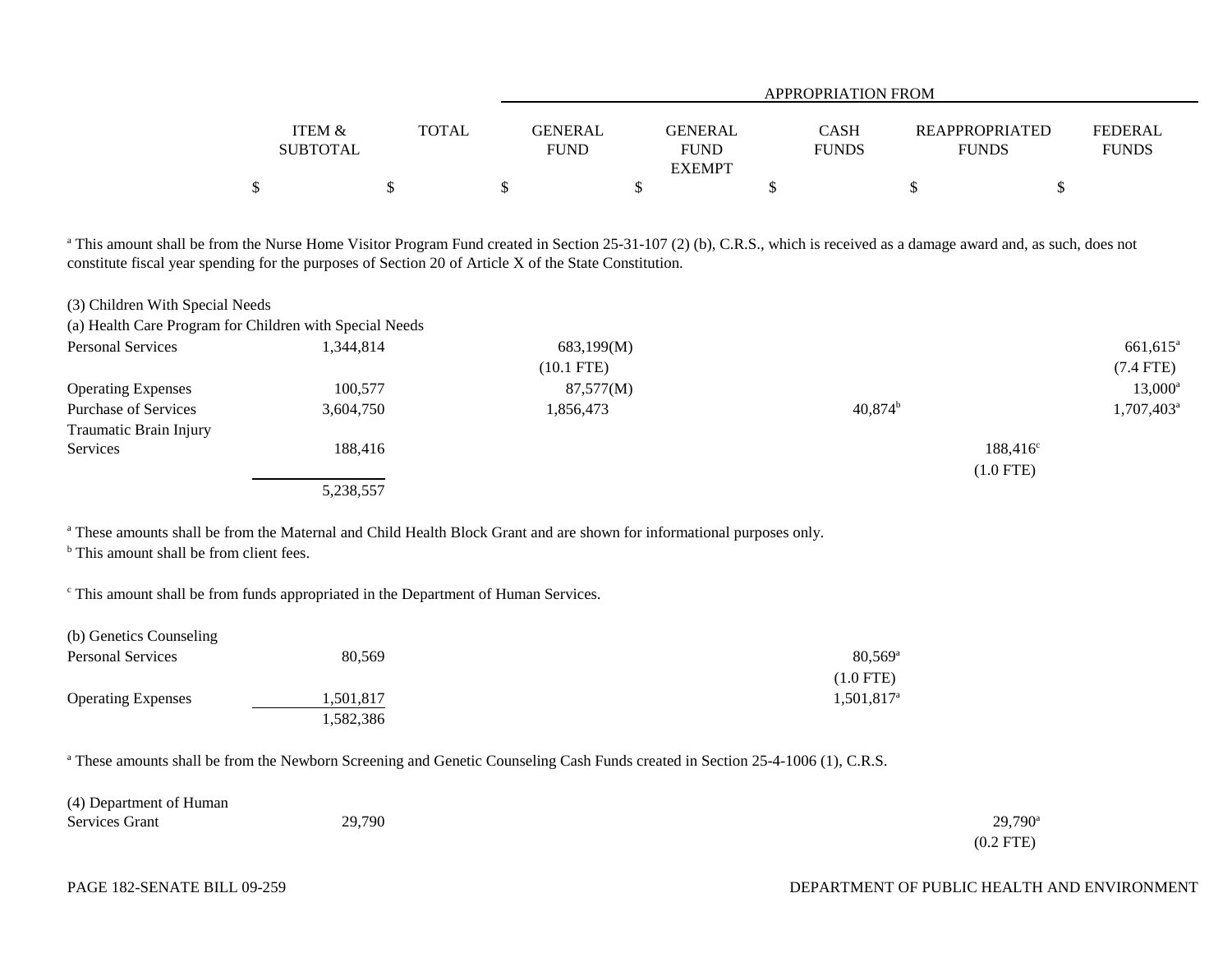| | ITEM & SUBTOTAL | TOTAL | GENERAL FUND | GENERAL FUND EXEMPT | CASH FUNDS | REAPPROPRIATED FUNDS | FEDERAL FUNDS |
|---|---|---|---|---|---|---|---|
| | | | APPROPRIATION FROM | | | | |
| | $ | $ | $ | $ | $ | $ | $ |

[a] This amount shall be from the Nurse Home Visitor Program Fund created in Section 25-31-107 (2) (b), C.R.S., which is received as a damage award and, as such, does not constitute fiscal year spending for the purposes of Section 20 of Article X of the State Constitution.

(3) Children With Special Needs

(a) Health Care Program for Children with Special Needs

| | ITEM & SUBTOTAL | TOTAL | GENERAL FUND | GENERAL FUND EXEMPT | CASH FUNDS | REAPPROPRIATED FUNDS | FEDERAL FUNDS |
|---|---|---|---|---|---|---|---|
| Personal Services | 1,344,814 | | 683,199(M) (10.1 FTE) | | | | 661,615[a] (7.4 FTE) |
| Operating Expenses | 100,577 | | 87,577(M) | | | | 13,000[a] |
| Purchase of Services | 3,604,750 | | 1,856,473 | | 40,874[b] | | 1,707,403[a] |
| Traumatic Brain Injury Services | 188,416 | | | | | 188,416[c] (1.0 FTE) | |
| | 5,238,557 | | | | | | |

[a] These amounts shall be from the Maternal and Child Health Block Grant and are shown for informational purposes only.

[b] This amount shall be from client fees.

[c] This amount shall be from funds appropriated in the Department of Human Services.

(b) Genetics Counseling

| | ITEM & SUBTOTAL | TOTAL | GENERAL FUND | GENERAL FUND EXEMPT | CASH FUNDS | REAPPROPRIATED FUNDS | FEDERAL FUNDS |
|---|---|---|---|---|---|---|---|
| Personal Services | 80,569 | | | | 80,569[a] (1.0 FTE) | | |
| Operating Expenses | 1,501,817 | | | | 1,501,817[a] | | |
| | 1,582,386 | | | | | | |

[a] These amounts shall be from the Newborn Screening and Genetic Counseling Cash Funds created in Section 25-4-1006 (1), C.R.S.

| | ITEM & SUBTOTAL | TOTAL | GENERAL FUND | GENERAL FUND EXEMPT | CASH FUNDS | REAPPROPRIATED FUNDS | FEDERAL FUNDS |
|---|---|---|---|---|---|---|---|
| (4) Department of Human Services Grant | 29,790 | | | | | 29,790[a] (0.2 FTE) | |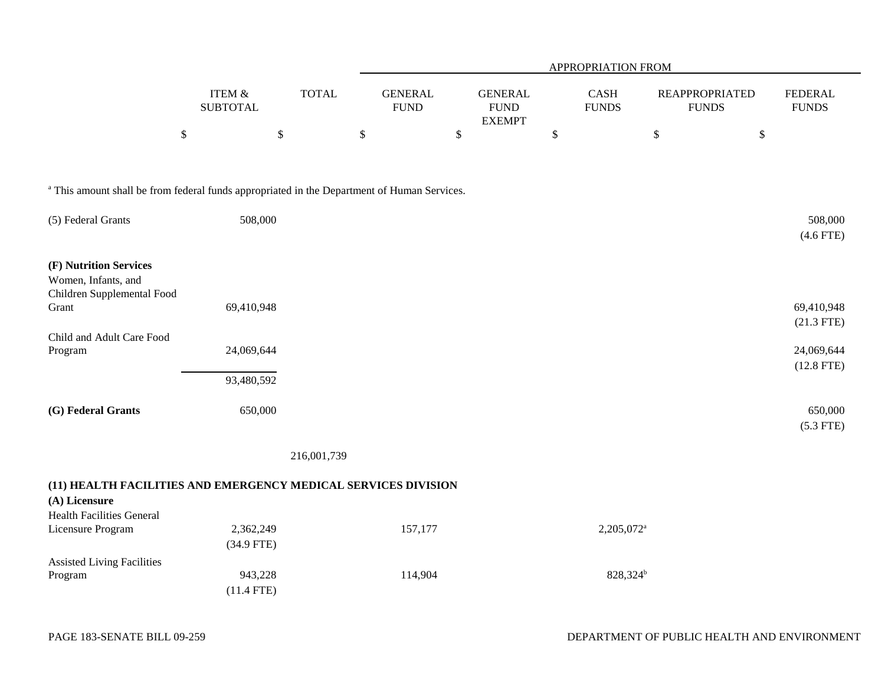| | ITEM & SUBTOTAL | TOTAL | APPROPRIATION FROM GENERAL FUND | GENERAL FUND EXEMPT | CASH FUNDS | REAPPROPRIATED FUNDS | FEDERAL FUNDS |
|---|---|---|---|---|---|---|---|
| | $ | $ | $ | $ | $ | $ | $ |

[a] This amount shall be from federal funds appropriated in the Department of Human Services.

| | ITEM & SUBTOTAL | TOTAL | GENERAL FUND | GENERAL FUND EXEMPT | CASH FUNDS | REAPPROPRIATED FUNDS | FEDERAL FUNDS |
|---|---|---|---|---|---|---|---|
| (5) Federal Grants | 508,000 | | | | | | 508,000 (4.6 FTE) |
| **(F) Nutrition Services** | | | | | | | |
| Women, Infants, and Children Supplemental Food Grant | 69,410,948 | | | | | | 69,410,948 (21.3 FTE) |
| Child and Adult Care Food Program | 24,069,644 | | | | | | 24,069,644 (12.8 FTE) |
| | 93,480,592 | | | | | | |
| **(G) Federal Grants** | 650,000 | | | | | | 650,000 (5.3 FTE) |
| | | 216,001,739 | | | | | |
| **(11) HEALTH FACILITIES AND EMERGENCY MEDICAL SERVICES DIVISION** | | | | | | | |
| **(A) Licensure** | | | | | | | |
| Health Facilities General Licensure Program | 2,362,249 (34.9 FTE) | | 157,177 | | 2,205,072[a] | | |
| Assisted Living Facilities Program | 943,228 (11.4 FTE) | | 114,904 | | 828,324[b] | | |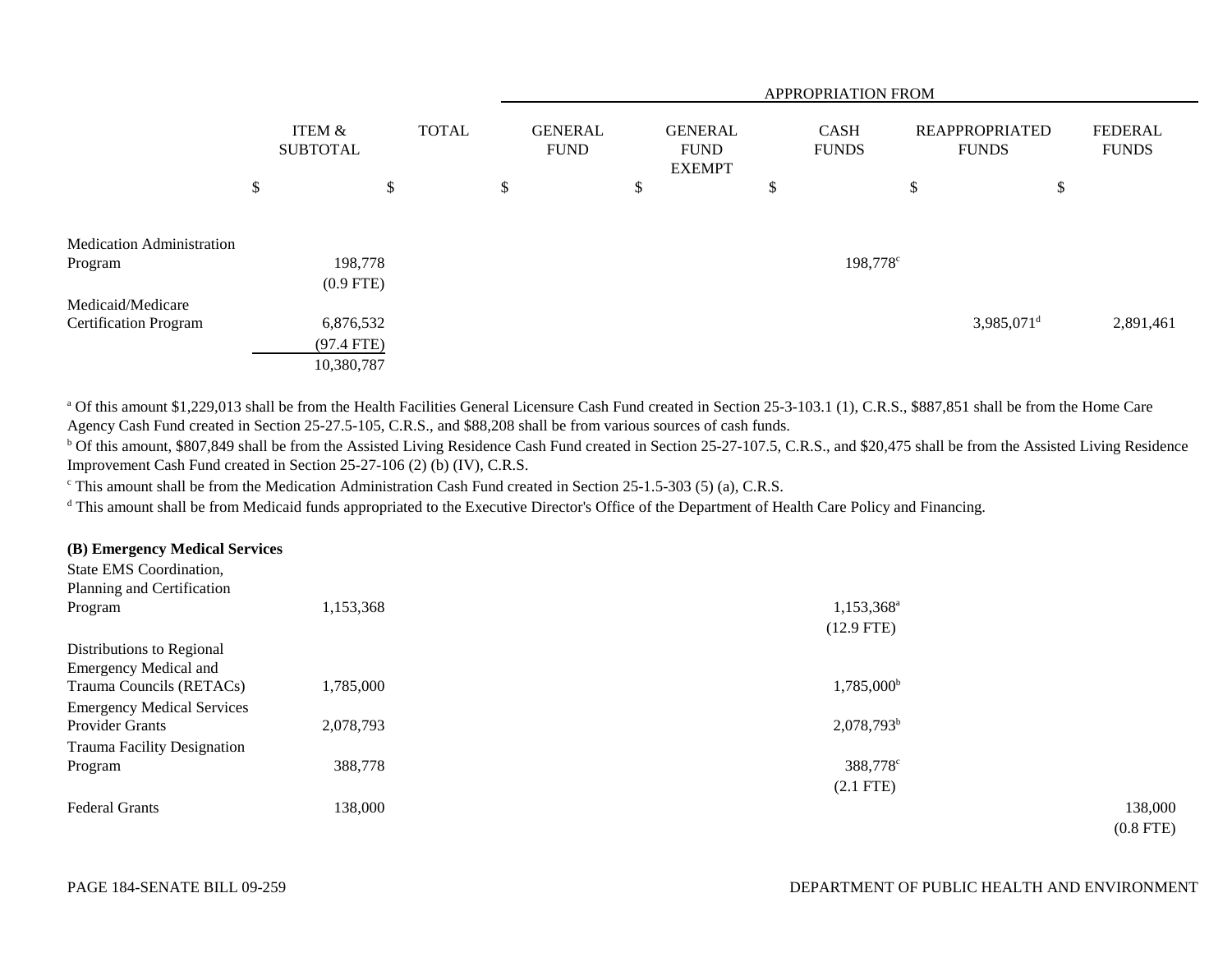| | ITEM & SUBTOTAL | TOTAL | APPROPRIATION FROM GENERAL FUND | GENERAL FUND EXEMPT | CASH FUNDS | REAPPROPRIATED FUNDS | FEDERAL FUNDS |
|---|---|---|---|---|---|---|---|
| | $ | $ | $ | $ | $ | $ | $ |
| Medication Administration Program | 198,778 (0.9 FTE) | | | | 198,778[c] | | |
| Medicaid/Medicare Certification Program | 6,876,532 (97.4 FTE) | | | | | 3,985,071[d] | 2,891,461 |
| | 10,380,787 | | | | | | |

[a] Of this amount $1,229,013 shall be from the Health Facilities General Licensure Cash Fund created in Section 25-3-103.1 (1), C.R.S., $887,851 shall be from the Home Care Agency Cash Fund created in Section 25-27.5-105, C.R.S., and $88,208 shall be from various sources of cash funds.

[b] Of this amount, $807,849 shall be from the Assisted Living Residence Cash Fund created in Section 25-27-107.5, C.R.S., and $20,475 shall be from the Assisted Living Residence Improvement Cash Fund created in Section 25-27-106 (2) (b) (IV), C.R.S.

[c] This amount shall be from the Medication Administration Cash Fund created in Section 25-1.5-303 (5) (a), C.R.S.

[d] This amount shall be from Medicaid funds appropriated to the Executive Director's Office of the Department of Health Care Policy and Financing.

**(B) Emergency Medical Services**

| | ITEM & SUBTOTAL | TOTAL | GENERAL FUND | GENERAL FUND EXEMPT | CASH FUNDS | REAPPROPRIATED FUNDS | FEDERAL FUNDS |
|---|---|---|---|---|---|---|---|
| State EMS Coordination, Planning and Certification Program | 1,153,368 | | | | 1,153,368[a] (12.9 FTE) | | |
| Distributions to Regional Emergency Medical and Trauma Councils (RETACs) | 1,785,000 | | | | 1,785,000[b] | | |
| Emergency Medical Services Provider Grants | 2,078,793 | | | | 2,078,793[b] | | |
| Trauma Facility Designation Program | 388,778 | | | | 388,778[c] (2.1 FTE) | | |
| Federal Grants | 138,000 | | | | | | 138,000 (0.8 FTE) |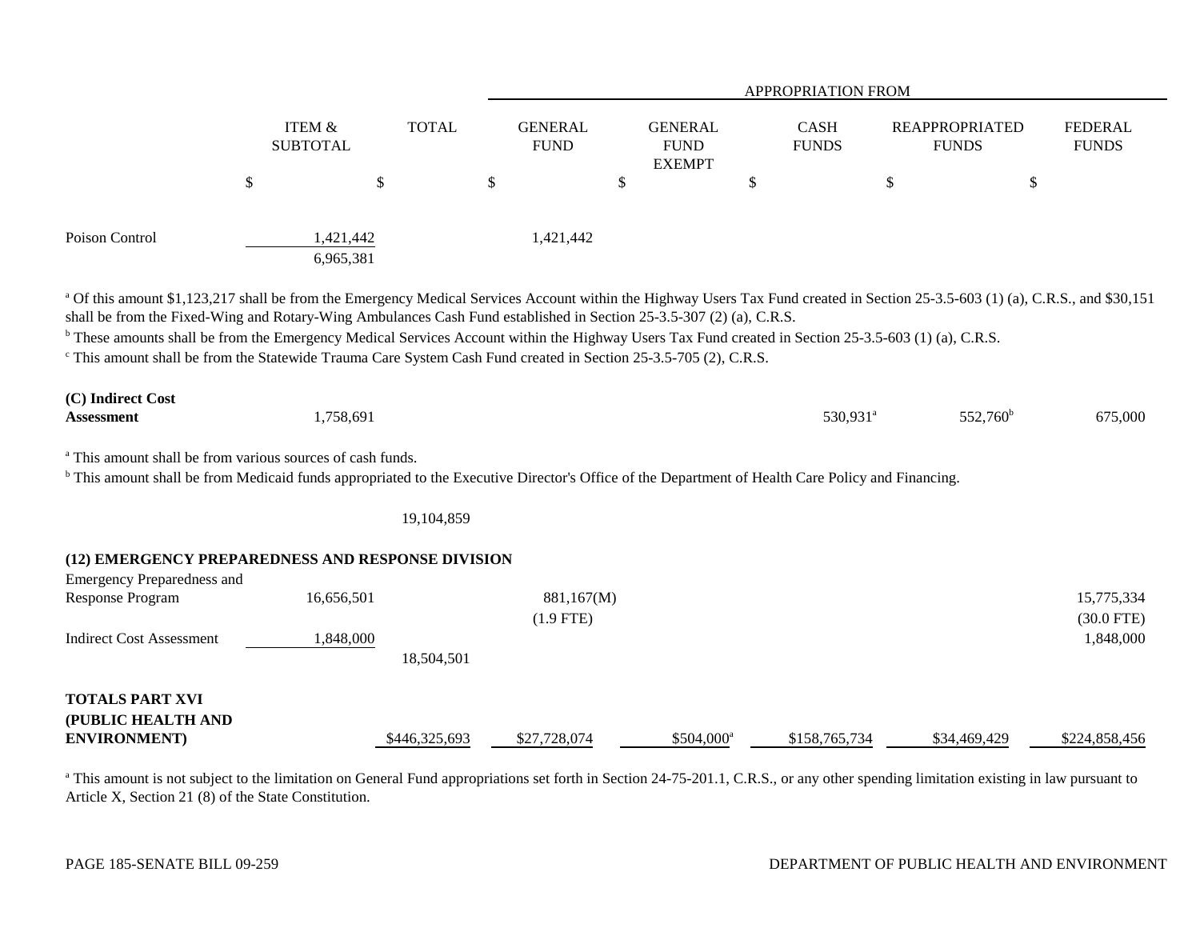| | ITEM & SUBTOTAL | TOTAL | APPROPRIATION FROM GENERAL FUND | GENERAL FUND EXEMPT | CASH FUNDS | REAPPROPRIATED FUNDS | FEDERAL FUNDS |
|---|---|---|---|---|---|---|---|
| | $ | $ | $ | $ | $ | $ | $ |
| Poison Control | 1,421,442 | | 1,421,442 | | | | |
| | 6,965,381 | | | | | | |

[a] Of this amount $1,123,217 shall be from the Emergency Medical Services Account within the Highway Users Tax Fund created in Section 25-3.5-603 (1) (a), C.R.S., and $30,151 shall be from the Fixed-Wing and Rotary-Wing Ambulances Cash Fund established in Section 25-3.5-307 (2) (a), C.R.S.

[b] These amounts shall be from the Emergency Medical Services Account within the Highway Users Tax Fund created in Section 25-3.5-603 (1) (a), C.R.S.

[c] This amount shall be from the Statewide Trauma Care System Cash Fund created in Section 25-3.5-705 (2), C.R.S.

| | ITEM & SUBTOTAL | TOTAL | GENERAL FUND | GENERAL FUND EXEMPT | CASH FUNDS | REAPPROPRIATED FUNDS | FEDERAL FUNDS |
|---|---|---|---|---|---|---|---|
| **(C) Indirect Cost Assessment** | 1,758,691 | | | | 530,931[a] | 552,760[b] | 675,000 |

[a] This amount shall be from various sources of cash funds.

[b] This amount shall be from Medicaid funds appropriated to the Executive Director's Office of the Department of Health Care Policy and Financing.

| | ITEM & SUBTOTAL | TOTAL | GENERAL FUND | GENERAL FUND EXEMPT | CASH FUNDS | REAPPROPRIATED FUNDS | FEDERAL FUNDS |
|---|---|---|---|---|---|---|---|
| | | 19,104,859 | | | | | |
| **(12) EMERGENCY PREPAREDNESS AND RESPONSE DIVISION** | | | | | | | |
| Emergency Preparedness and Response Program | 16,656,501 | | 881,167(M) | | | | 15,775,334 |
| | | | (1.9 FTE) | | | | (30.0 FTE) |
| Indirect Cost Assessment | 1,848,000 | | | | | | 1,848,000 |
| | | 18,504,501 | | | | | |
| **TOTALS PART XVI (PUBLIC HEALTH AND ENVIRONMENT)** | | $446,325,693 | $27,728,074 | $504,000[a] | $158,765,734 | $34,469,429 | $224,858,456 |

[a] This amount is not subject to the limitation on General Fund appropriations set forth in Section 24-75-201.1, C.R.S., or any other spending limitation existing in law pursuant to Article X, Section 21 (8) of the State Constitution.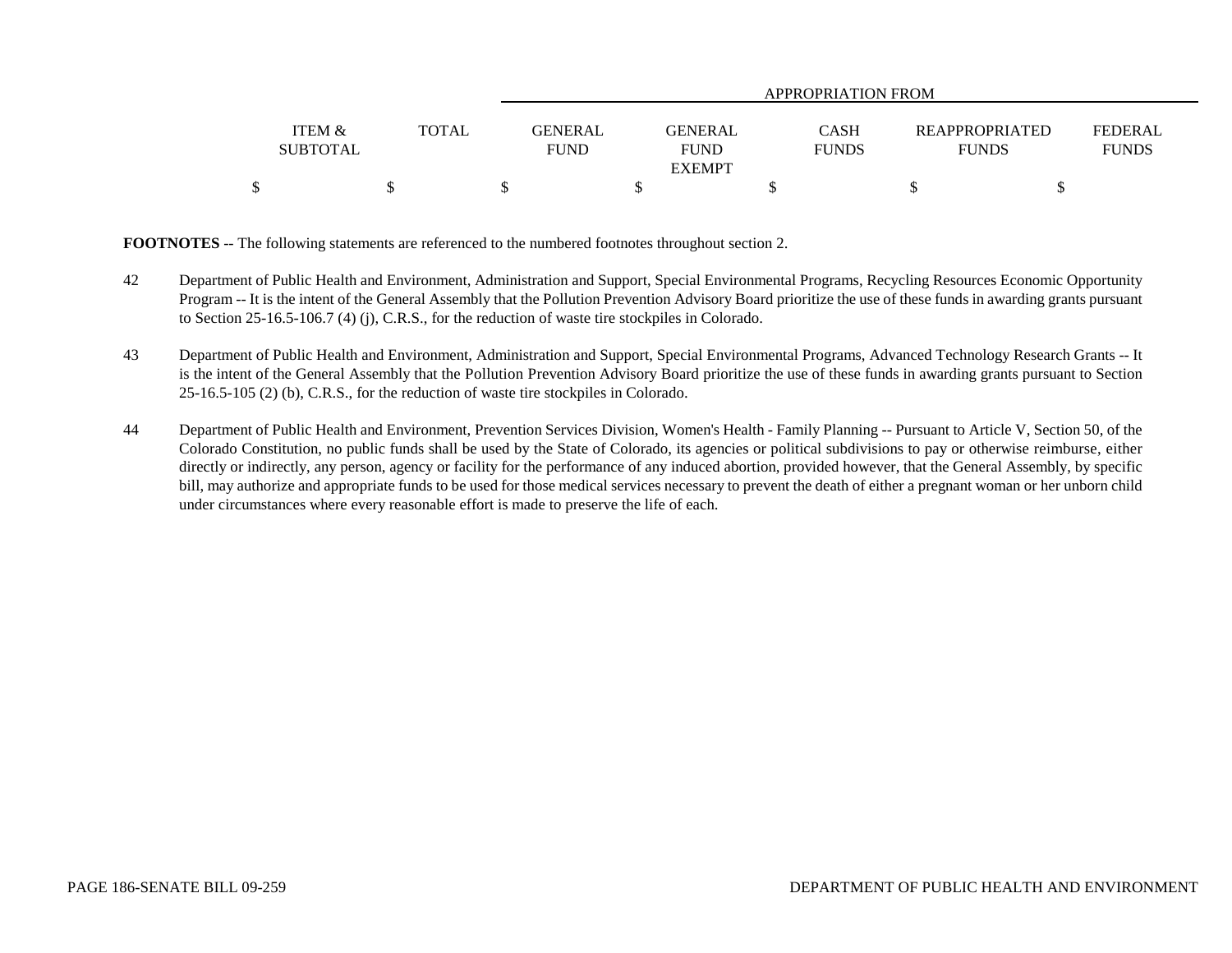| | | APPROPRIATION FROM | | | | |
|---|---|---|---|---|---|---|
| ITEM & SUBTOTAL | TOTAL | GENERAL FUND | GENERAL FUND EXEMPT | CASH FUNDS | REAPPROPRIATED FUNDS | FEDERAL FUNDS |
| $ | $ | $ | $ | $ | $ | $ |

**FOOTNOTES** -- The following statements are referenced to the numbered footnotes throughout section 2.

42 Department of Public Health and Environment, Administration and Support, Special Environmental Programs, Recycling Resources Economic Opportunity Program -- It is the intent of the General Assembly that the Pollution Prevention Advisory Board prioritize the use of these funds in awarding grants pursuant to Section 25-16.5-106.7 (4) (j), C.R.S., for the reduction of waste tire stockpiles in Colorado.

43 Department of Public Health and Environment, Administration and Support, Special Environmental Programs, Advanced Technology Research Grants -- It is the intent of the General Assembly that the Pollution Prevention Advisory Board prioritize the use of these funds in awarding grants pursuant to Section 25-16.5-105 (2) (b), C.R.S., for the reduction of waste tire stockpiles in Colorado.

44 Department of Public Health and Environment, Prevention Services Division, Women's Health - Family Planning -- Pursuant to Article V, Section 50, of the Colorado Constitution, no public funds shall be used by the State of Colorado, its agencies or political subdivisions to pay or otherwise reimburse, either directly or indirectly, any person, agency or facility for the performance of any induced abortion, provided however, that the General Assembly, by specific bill, may authorize and appropriate funds to be used for those medical services necessary to prevent the death of either a pregnant woman or her unborn child under circumstances where every reasonable effort is made to preserve the life of each.